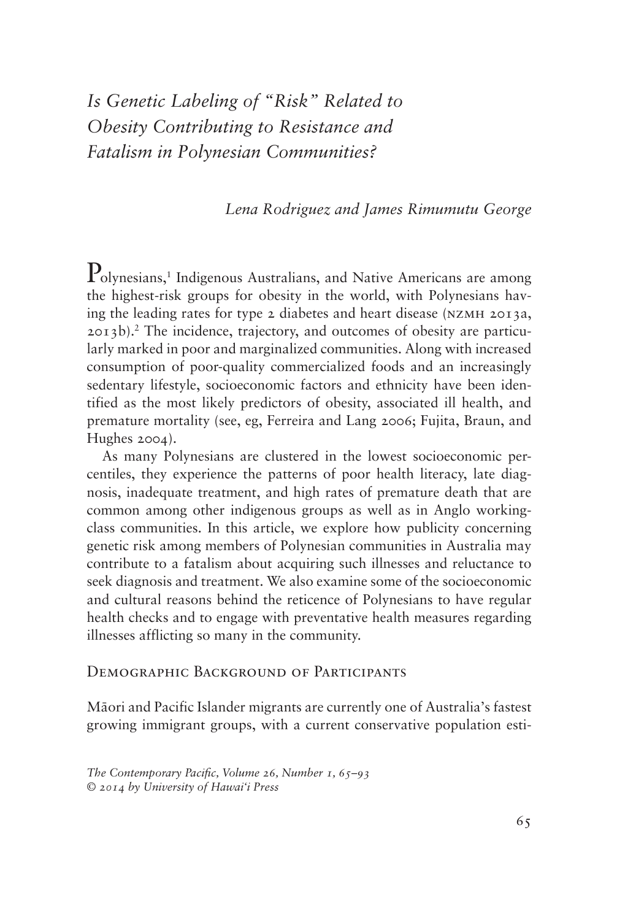# *Is Genetic Labeling of "Risk" Related to Obesity Contributing to Resistance and Fatalism in Polynesian Communities?*

*Lena Rodriguez and James Rimumutu George*

Polynesians,[1] Indigenous Australians, and Native Americans are among the highest-risk groups for obesity in the world, with Polynesians having the leading rates for type 2 diabetes and heart disease (NZMH 2013a, 2013b).[2] The incidence, trajectory, and outcomes of obesity are particularly marked in poor and marginalized communities. Along with increased consumption of poor-quality commercialized foods and an increasingly sedentary lifestyle, socioeconomic factors and ethnicity have been identified as the most likely predictors of obesity, associated ill health, and premature mortality (see, eg, Ferreira and Lang 2006; Fujita, Braun, and Hughes 2004).

As many Polynesians are clustered in the lowest socioeconomic percentiles, they experience the patterns of poor health literacy, late diagnosis, inadequate treatment, and high rates of premature death that are common among other indigenous groups as well as in Anglo working-class communities. In this article, we explore how publicity concerning genetic risk among members of Polynesian communities in Australia may contribute to a fatalism about acquiring such illnesses and reluctance to seek diagnosis and treatment. We also examine some of the socioeconomic and cultural reasons behind the reticence of Polynesians to have regular health checks and to engage with preventative health measures regarding illnesses afflicting so many in the community.

## Demographic Background of Participants

Māori and Pacific Islander migrants are currently one of Australia's fastest growing immigrant groups, with a current conservative population esti-

*The Contemporary Pacific, Volume 26, Number 1, 65–93*
*© 2014 by University of Hawai'i Press*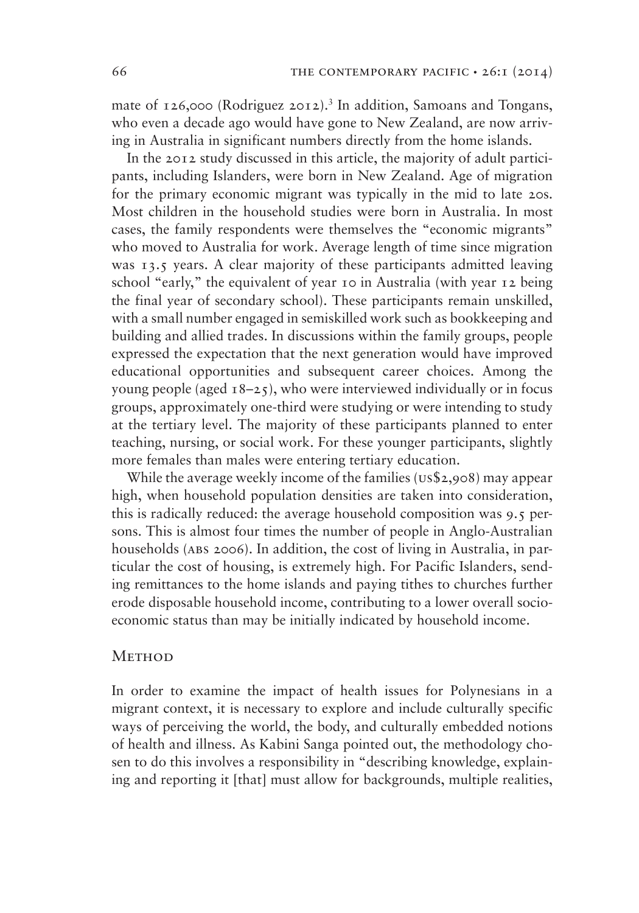mate of 126,000 (Rodriguez 2012).[3] In addition, Samoans and Tongans, who even a decade ago would have gone to New Zealand, are now arriving in Australia in significant numbers directly from the home islands.

In the 2012 study discussed in this article, the majority of adult participants, including Islanders, were born in New Zealand. Age of migration for the primary economic migrant was typically in the mid to late 20s. Most children in the household studies were born in Australia. In most cases, the family respondents were themselves the "economic migrants" who moved to Australia for work. Average length of time since migration was 13.5 years. A clear majority of these participants admitted leaving school "early," the equivalent of year 10 in Australia (with year 12 being the final year of secondary school). These participants remain unskilled, with a small number engaged in semiskilled work such as bookkeeping and building and allied trades. In discussions within the family groups, people expressed the expectation that the next generation would have improved educational opportunities and subsequent career choices. Among the young people (aged 18–25), who were interviewed individually or in focus groups, approximately one-third were studying or were intending to study at the tertiary level. The majority of these participants planned to enter teaching, nursing, or social work. For these younger participants, slightly more females than males were entering tertiary education.

While the average weekly income of the families (US$2,908) may appear high, when household population densities are taken into consideration, this is radically reduced: the average household composition was 9.5 persons. This is almost four times the number of people in Anglo-Australian households (ABS 2006). In addition, the cost of living in Australia, in particular the cost of housing, is extremely high. For Pacific Islanders, sending remittances to the home islands and paying tithes to churches further erode disposable household income, contributing to a lower overall socioeconomic status than may be initially indicated by household income.

## Method

In order to examine the impact of health issues for Polynesians in a migrant context, it is necessary to explore and include culturally specific ways of perceiving the world, the body, and culturally embedded notions of health and illness. As Kabini Sanga pointed out, the methodology chosen to do this involves a responsibility in "describing knowledge, explaining and reporting it [that] must allow for backgrounds, multiple realities,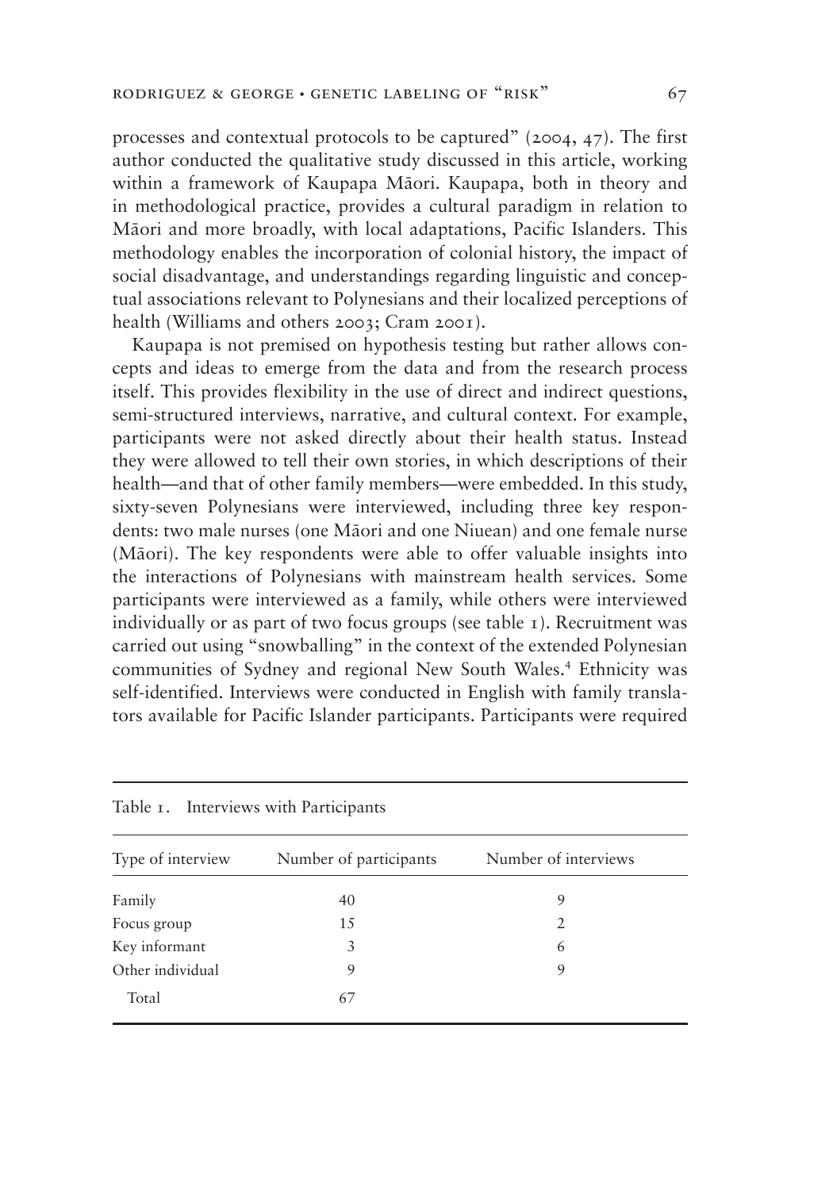processes and contextual protocols to be captured" (2004, 47). The first author conducted the qualitative study discussed in this article, working within a framework of Kaupapa Māori. Kaupapa, both in theory and in methodological practice, provides a cultural paradigm in relation to Māori and more broadly, with local adaptations, Pacific Islanders. This methodology enables the incorporation of colonial history, the impact of social disadvantage, and understandings regarding linguistic and conceptual associations relevant to Polynesians and their localized perceptions of health (Williams and others 2003; Cram 2001).

Kaupapa is not premised on hypothesis testing but rather allows concepts and ideas to emerge from the data and from the research process itself. This provides flexibility in the use of direct and indirect questions, semi-structured interviews, narrative, and cultural context. For example, participants were not asked directly about their health status. Instead they were allowed to tell their own stories, in which descriptions of their health—and that of other family members—were embedded. In this study, sixty-seven Polynesians were interviewed, including three key respondents: two male nurses (one Māori and one Niuean) and one female nurse (Māori). The key respondents were able to offer valuable insights into the interactions of Polynesians with mainstream health services. Some participants were interviewed as a family, while others were interviewed individually or as part of two focus groups (see table 1). Recruitment was carried out using "snowballing" in the context of the extended Polynesian communities of Sydney and regional New South Wales.[4] Ethnicity was self-identified. Interviews were conducted in English with family translators available for Pacific Islander participants. Participants were required

Table 1. Interviews with Participants

| Type of interview | Number of participants | Number of interviews |
|---|---|---|
| Family | 40 | 9 |
| Focus group | 15 | 2 |
| Key informant | 3 | 6 |
| Other individual | 9 | 9 |
| Total | 67 | |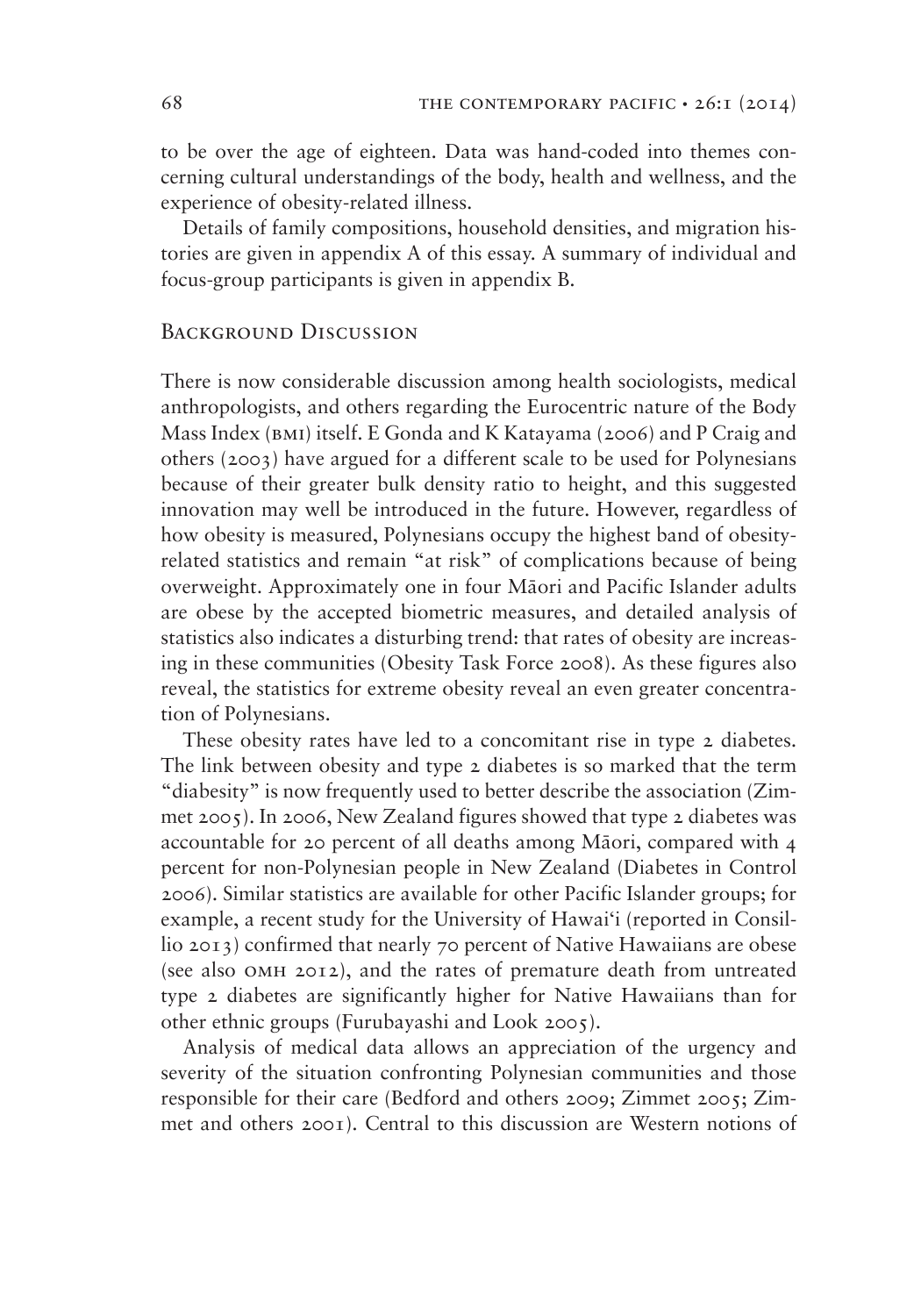to be over the age of eighteen. Data was hand-coded into themes concerning cultural understandings of the body, health and wellness, and the experience of obesity-related illness.

Details of family compositions, household densities, and migration histories are given in appendix A of this essay. A summary of individual and focus-group participants is given in appendix B.

## Background Discussion

There is now considerable discussion among health sociologists, medical anthropologists, and others regarding the Eurocentric nature of the Body Mass Index (BMI) itself. E Gonda and K Katayama (2006) and P Craig and others (2003) have argued for a different scale to be used for Polynesians because of their greater bulk density ratio to height, and this suggested innovation may well be introduced in the future. However, regardless of how obesity is measured, Polynesians occupy the highest band of obesity-related statistics and remain "at risk" of complications because of being overweight. Approximately one in four Māori and Pacific Islander adults are obese by the accepted biometric measures, and detailed analysis of statistics also indicates a disturbing trend: that rates of obesity are increasing in these communities (Obesity Task Force 2008). As these figures also reveal, the statistics for extreme obesity reveal an even greater concentration of Polynesians.

These obesity rates have led to a concomitant rise in type 2 diabetes. The link between obesity and type 2 diabetes is so marked that the term "diabesity" is now frequently used to better describe the association (Zimmet 2005). In 2006, New Zealand figures showed that type 2 diabetes was accountable for 20 percent of all deaths among Māori, compared with 4 percent for non-Polynesian people in New Zealand (Diabetes in Control 2006). Similar statistics are available for other Pacific Islander groups; for example, a recent study for the University of Hawai'i (reported in Consillio 2013) confirmed that nearly 70 percent of Native Hawaiians are obese (see also OMH 2012), and the rates of premature death from untreated type 2 diabetes are significantly higher for Native Hawaiians than for other ethnic groups (Furubayashi and Look 2005).

Analysis of medical data allows an appreciation of the urgency and severity of the situation confronting Polynesian communities and those responsible for their care (Bedford and others 2009; Zimmet 2005; Zimmet and others 2001). Central to this discussion are Western notions of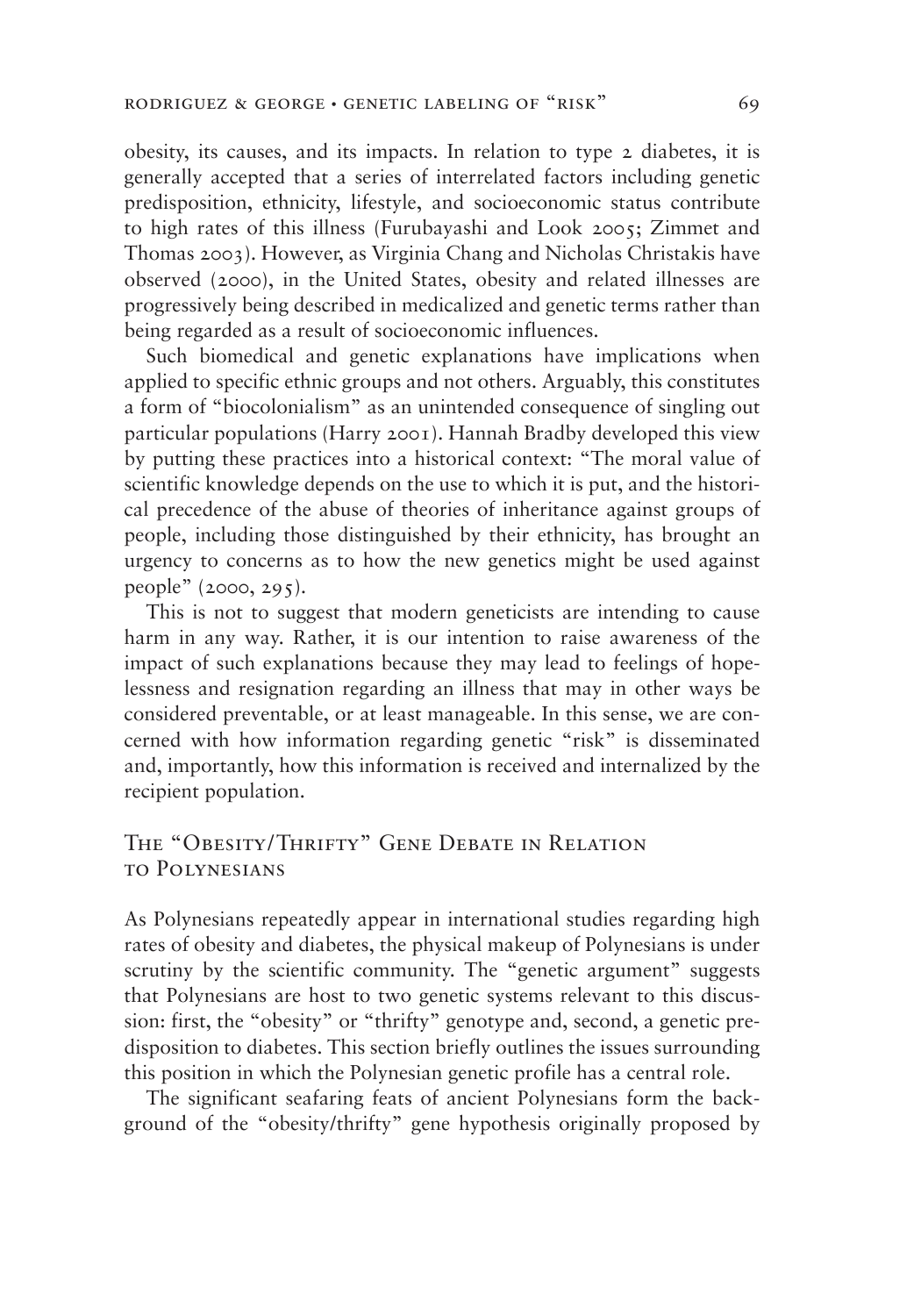obesity, its causes, and its impacts. In relation to type 2 diabetes, it is generally accepted that a series of interrelated factors including genetic predisposition, ethnicity, lifestyle, and socioeconomic status contribute to high rates of this illness (Furubayashi and Look 2005; Zimmet and Thomas 2003). However, as Virginia Chang and Nicholas Christakis have observed (2000), in the United States, obesity and related illnesses are progressively being described in medicalized and genetic terms rather than being regarded as a result of socioeconomic influences.

Such biomedical and genetic explanations have implications when applied to specific ethnic groups and not others. Arguably, this constitutes a form of "biocolonialism" as an unintended consequence of singling out particular populations (Harry 2001). Hannah Bradby developed this view by putting these practices into a historical context: "The moral value of scientific knowledge depends on the use to which it is put, and the historical precedence of the abuse of theories of inheritance against groups of people, including those distinguished by their ethnicity, has brought an urgency to concerns as to how the new genetics might be used against people" (2000, 295).

This is not to suggest that modern geneticists are intending to cause harm in any way. Rather, it is our intention to raise awareness of the impact of such explanations because they may lead to feelings of hopelessness and resignation regarding an illness that may in other ways be considered preventable, or at least manageable. In this sense, we are concerned with how information regarding genetic "risk" is disseminated and, importantly, how this information is received and internalized by the recipient population.

## The "Obesity/Thrifty" Gene Debate in Relation to Polynesians

As Polynesians repeatedly appear in international studies regarding high rates of obesity and diabetes, the physical makeup of Polynesians is under scrutiny by the scientific community. The "genetic argument" suggests that Polynesians are host to two genetic systems relevant to this discussion: first, the "obesity" or "thrifty" genotype and, second, a genetic predisposition to diabetes. This section briefly outlines the issues surrounding this position in which the Polynesian genetic profile has a central role.

The significant seafaring feats of ancient Polynesians form the background of the "obesity/thrifty" gene hypothesis originally proposed by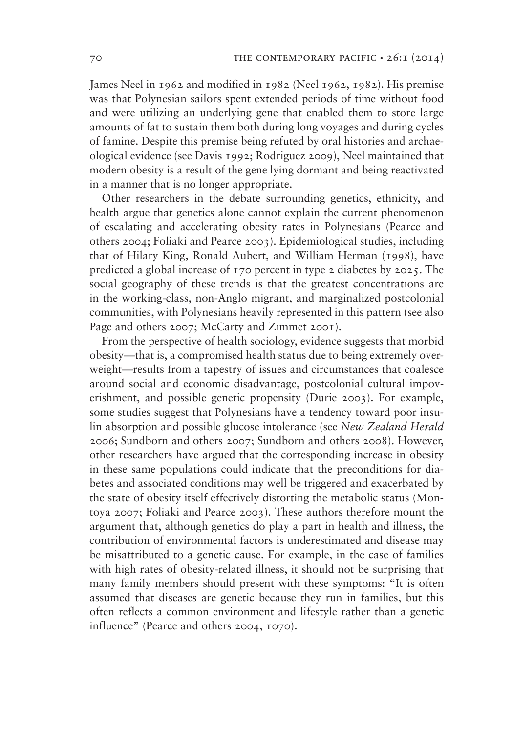James Neel in 1962 and modified in 1982 (Neel 1962, 1982). His premise was that Polynesian sailors spent extended periods of time without food and were utilizing an underlying gene that enabled them to store large amounts of fat to sustain them both during long voyages and during cycles of famine. Despite this premise being refuted by oral histories and archaeological evidence (see Davis 1992; Rodriguez 2009), Neel maintained that modern obesity is a result of the gene lying dormant and being reactivated in a manner that is no longer appropriate.

Other researchers in the debate surrounding genetics, ethnicity, and health argue that genetics alone cannot explain the current phenomenon of escalating and accelerating obesity rates in Polynesians (Pearce and others 2004; Foliaki and Pearce 2003). Epidemiological studies, including that of Hilary King, Ronald Aubert, and William Herman (1998), have predicted a global increase of 170 percent in type 2 diabetes by 2025. The social geography of these trends is that the greatest concentrations are in the working-class, non-Anglo migrant, and marginalized postcolonial communities, with Polynesians heavily represented in this pattern (see also Page and others 2007; McCarty and Zimmet 2001).

From the perspective of health sociology, evidence suggests that morbid obesity—that is, a compromised health status due to being extremely overweight—results from a tapestry of issues and circumstances that coalesce around social and economic disadvantage, postcolonial cultural impoverishment, and possible genetic propensity (Durie 2003). For example, some studies suggest that Polynesians have a tendency toward poor insulin absorption and possible glucose intolerance (see *New Zealand Herald* 2006; Sundborn and others 2007; Sundborn and others 2008). However, other researchers have argued that the corresponding increase in obesity in these same populations could indicate that the preconditions for diabetes and associated conditions may well be triggered and exacerbated by the state of obesity itself effectively distorting the metabolic status (Montoya 2007; Foliaki and Pearce 2003). These authors therefore mount the argument that, although genetics do play a part in health and illness, the contribution of environmental factors is underestimated and disease may be misattributed to a genetic cause. For example, in the case of families with high rates of obesity-related illness, it should not be surprising that many family members should present with these symptoms: "It is often assumed that diseases are genetic because they run in families, but this often reflects a common environment and lifestyle rather than a genetic influence" (Pearce and others 2004, 1070).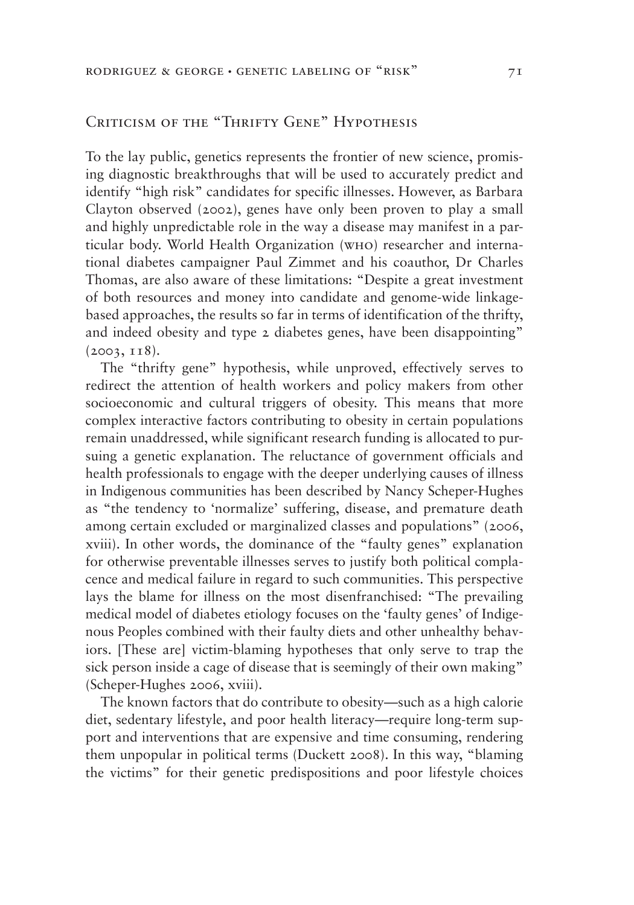## Criticism of the "Thrifty Gene" Hypothesis

To the lay public, genetics represents the frontier of new science, promising diagnostic breakthroughs that will be used to accurately predict and identify "high risk" candidates for specific illnesses. However, as Barbara Clayton observed (2002), genes have only been proven to play a small and highly unpredictable role in the way a disease may manifest in a particular body. World Health Organization (WHO) researcher and international diabetes campaigner Paul Zimmet and his coauthor, Dr Charles Thomas, are also aware of these limitations: "Despite a great investment of both resources and money into candidate and genome-wide linkage-based approaches, the results so far in terms of identification of the thrifty, and indeed obesity and type 2 diabetes genes, have been disappointing" (2003, 118).

The "thrifty gene" hypothesis, while unproved, effectively serves to redirect the attention of health workers and policy makers from other socioeconomic and cultural triggers of obesity. This means that more complex interactive factors contributing to obesity in certain populations remain unaddressed, while significant research funding is allocated to pursuing a genetic explanation. The reluctance of government officials and health professionals to engage with the deeper underlying causes of illness in Indigenous communities has been described by Nancy Scheper-Hughes as "the tendency to 'normalize' suffering, disease, and premature death among certain excluded or marginalized classes and populations" (2006, xviii). In other words, the dominance of the "faulty genes" explanation for otherwise preventable illnesses serves to justify both political complacence and medical failure in regard to such communities. This perspective lays the blame for illness on the most disenfranchised: "The prevailing medical model of diabetes etiology focuses on the 'faulty genes' of Indigenous Peoples combined with their faulty diets and other unhealthy behaviors. [These are] victim-blaming hypotheses that only serve to trap the sick person inside a cage of disease that is seemingly of their own making" (Scheper-Hughes 2006, xviii).

The known factors that do contribute to obesity—such as a high calorie diet, sedentary lifestyle, and poor health literacy—require long-term support and interventions that are expensive and time consuming, rendering them unpopular in political terms (Duckett 2008). In this way, "blaming the victims" for their genetic predispositions and poor lifestyle choices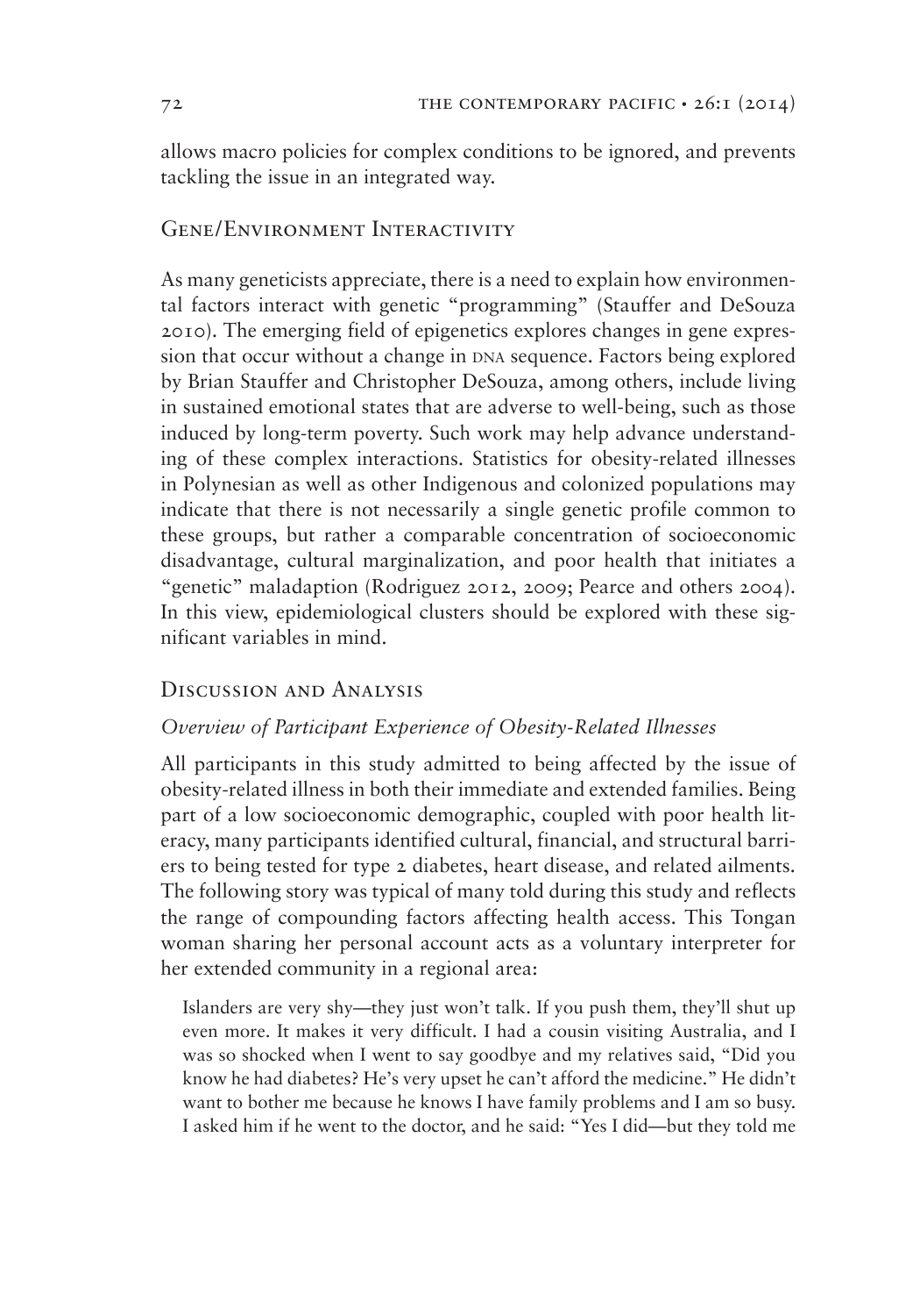allows macro policies for complex conditions to be ignored, and prevents tackling the issue in an integrated way.

## Gene/Environment Interactivity

As many geneticists appreciate, there is a need to explain how environmental factors interact with genetic "programming" (Stauffer and DeSouza 2010). The emerging field of epigenetics explores changes in gene expression that occur without a change in DNA sequence. Factors being explored by Brian Stauffer and Christopher DeSouza, among others, include living in sustained emotional states that are adverse to well-being, such as those induced by long-term poverty. Such work may help advance understanding of these complex interactions. Statistics for obesity-related illnesses in Polynesian as well as other Indigenous and colonized populations may indicate that there is not necessarily a single genetic profile common to these groups, but rather a comparable concentration of socioeconomic disadvantage, cultural marginalization, and poor health that initiates a "genetic" maladaption (Rodriguez 2012, 2009; Pearce and others 2004). In this view, epidemiological clusters should be explored with these significant variables in mind.

## Discussion and Analysis

### *Overview of Participant Experience of Obesity-Related Illnesses*

All participants in this study admitted to being affected by the issue of obesity-related illness in both their immediate and extended families. Being part of a low socioeconomic demographic, coupled with poor health literacy, many participants identified cultural, financial, and structural barriers to being tested for type 2 diabetes, heart disease, and related ailments. The following story was typical of many told during this study and reflects the range of compounding factors affecting health access. This Tongan woman sharing her personal account acts as a voluntary interpreter for her extended community in a regional area:

> Islanders are very shy—they just won't talk. If you push them, they'll shut up even more. It makes it very difficult. I had a cousin visiting Australia, and I was so shocked when I went to say goodbye and my relatives said, "Did you know he had diabetes? He's very upset he can't afford the medicine." He didn't want to bother me because he knows I have family problems and I am so busy. I asked him if he went to the doctor, and he said: "Yes I did—but they told me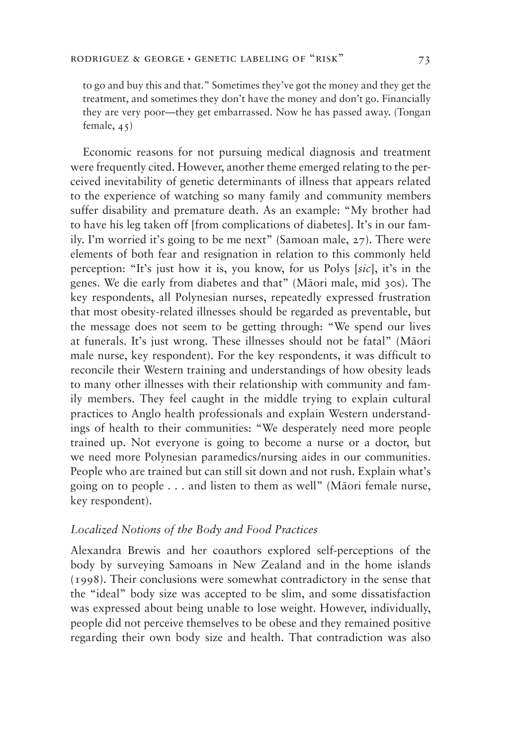to go and buy this and that." Sometimes they've got the money and they get the treatment, and sometimes they don't have the money and don't go. Financially they are very poor—they get embarrassed. Now he has passed away. (Tongan female, 45)

Economic reasons for not pursuing medical diagnosis and treatment were frequently cited. However, another theme emerged relating to the perceived inevitability of genetic determinants of illness that appears related to the experience of watching so many family and community members suffer disability and premature death. As an example: "My brother had to have his leg taken off [from complications of diabetes]. It's in our family. I'm worried it's going to be me next" (Samoan male, 27). There were elements of both fear and resignation in relation to this commonly held perception: "It's just how it is, you know, for us Polys [*sic*], it's in the genes. We die early from diabetes and that" (Māori male, mid 30s). The key respondents, all Polynesian nurses, repeatedly expressed frustration that most obesity-related illnesses should be regarded as preventable, but the message does not seem to be getting through: "We spend our lives at funerals. It's just wrong. These illnesses should not be fatal" (Māori male nurse, key respondent). For the key respondents, it was difficult to reconcile their Western training and understandings of how obesity leads to many other illnesses with their relationship with community and family members. They feel caught in the middle trying to explain cultural practices to Anglo health professionals and explain Western understandings of health to their communities: "We desperately need more people trained up. Not everyone is going to become a nurse or a doctor, but we need more Polynesian paramedics/nursing aides in our communities. People who are trained but can still sit down and not rush. Explain what's going on to people . . . and listen to them as well" (Māori female nurse, key respondent).

### *Localized Notions of the Body and Food Practices*

Alexandra Brewis and her coauthors explored self-perceptions of the body by surveying Samoans in New Zealand and in the home islands (1998). Their conclusions were somewhat contradictory in the sense that the "ideal" body size was accepted to be slim, and some dissatisfaction was expressed about being unable to lose weight. However, individually, people did not perceive themselves to be obese and they remained positive regarding their own body size and health. That contradiction was also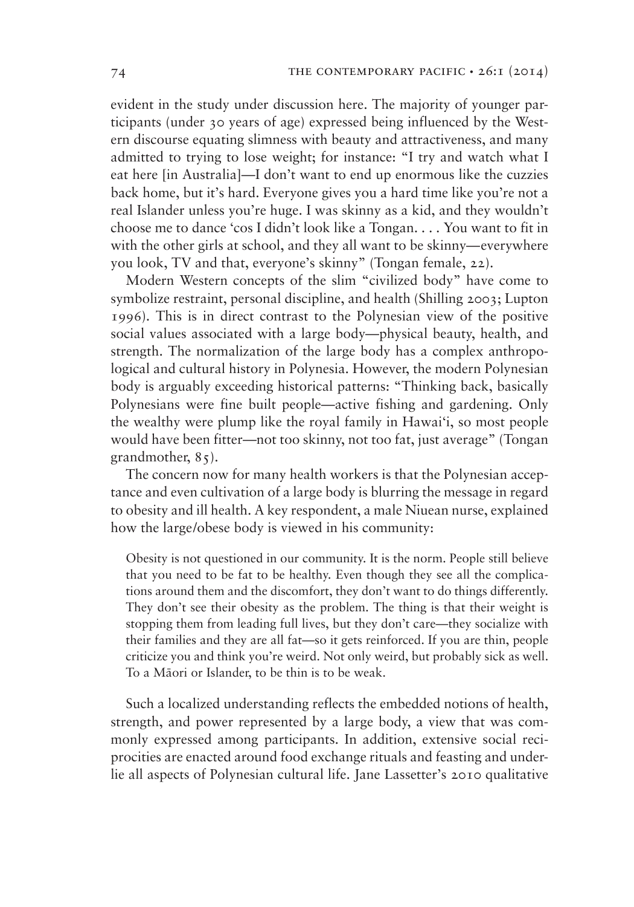evident in the study under discussion here. The majority of younger participants (under 30 years of age) expressed being influenced by the Western discourse equating slimness with beauty and attractiveness, and many admitted to trying to lose weight; for instance: "I try and watch what I eat here [in Australia]—I don't want to end up enormous like the cuzzies back home, but it's hard. Everyone gives you a hard time like you're not a real Islander unless you're huge. I was skinny as a kid, and they wouldn't choose me to dance 'cos I didn't look like a Tongan. . . . You want to fit in with the other girls at school, and they all want to be skinny—everywhere you look, TV and that, everyone's skinny" (Tongan female, 22).

Modern Western concepts of the slim "civilized body" have come to symbolize restraint, personal discipline, and health (Shilling 2003; Lupton 1996). This is in direct contrast to the Polynesian view of the positive social values associated with a large body—physical beauty, health, and strength. The normalization of the large body has a complex anthropological and cultural history in Polynesia. However, the modern Polynesian body is arguably exceeding historical patterns: "Thinking back, basically Polynesians were fine built people—active fishing and gardening. Only the wealthy were plump like the royal family in Hawai'i, so most people would have been fitter—not too skinny, not too fat, just average" (Tongan grandmother, 85).

The concern now for many health workers is that the Polynesian acceptance and even cultivation of a large body is blurring the message in regard to obesity and ill health. A key respondent, a male Niuean nurse, explained how the large/obese body is viewed in his community:

> Obesity is not questioned in our community. It is the norm. People still believe that you need to be fat to be healthy. Even though they see all the complications around them and the discomfort, they don't want to do things differently. They don't see their obesity as the problem. The thing is that their weight is stopping them from leading full lives, but they don't care—they socialize with their families and they are all fat—so it gets reinforced. If you are thin, people criticize you and think you're weird. Not only weird, but probably sick as well. To a Māori or Islander, to be thin is to be weak.

Such a localized understanding reflects the embedded notions of health, strength, and power represented by a large body, a view that was commonly expressed among participants. In addition, extensive social reciprocities are enacted around food exchange rituals and feasting and underlie all aspects of Polynesian cultural life. Jane Lassetter's 2010 qualitative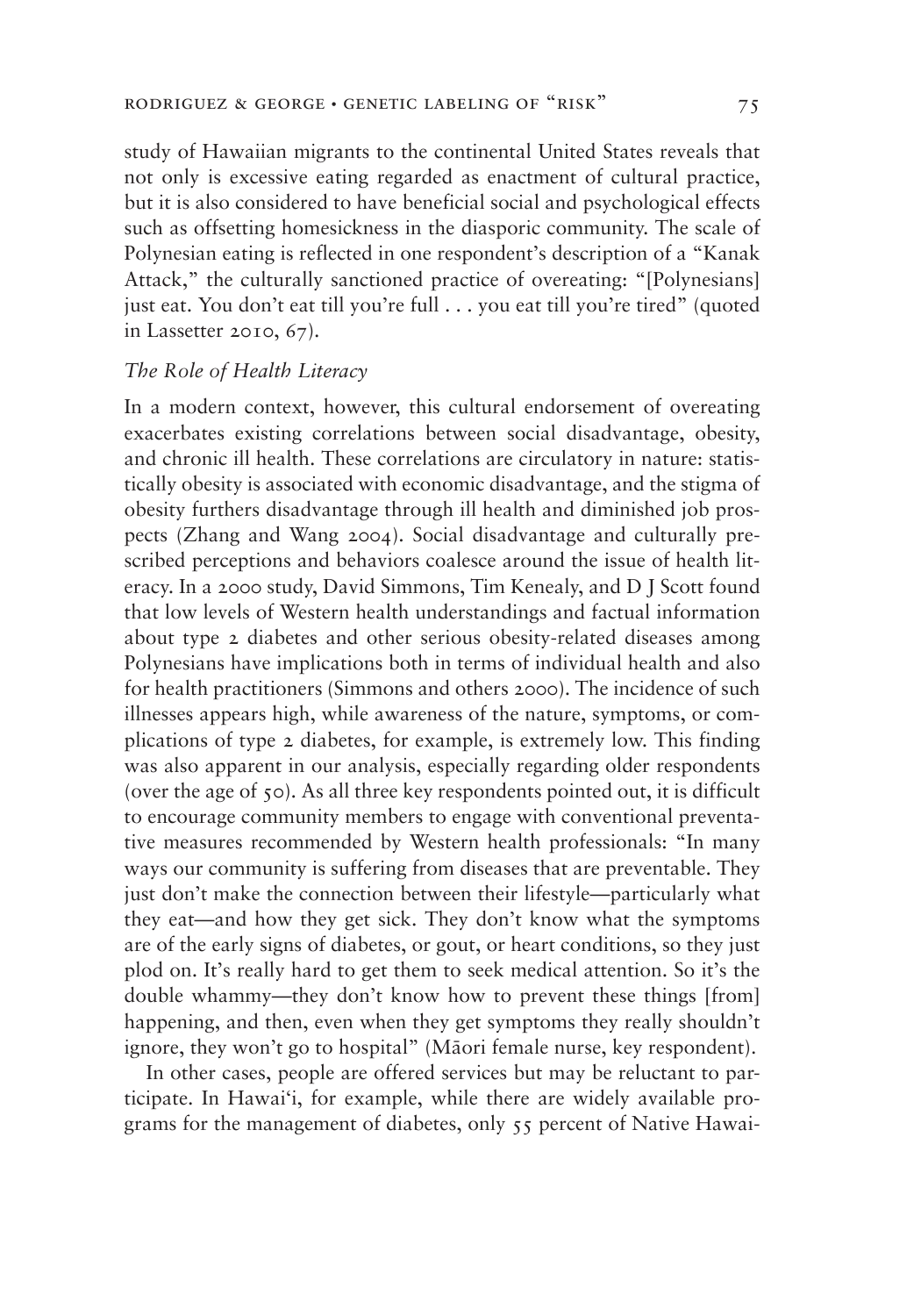study of Hawaiian migrants to the continental United States reveals that not only is excessive eating regarded as enactment of cultural practice, but it is also considered to have beneficial social and psychological effects such as offsetting homesickness in the diasporic community. The scale of Polynesian eating is reflected in one respondent's description of a "Kanak Attack," the culturally sanctioned practice of overeating: "[Polynesians] just eat. You don't eat till you're full . . . you eat till you're tired" (quoted in Lassetter 2010, 67).

### *The Role of Health Literacy*

In a modern context, however, this cultural endorsement of overeating exacerbates existing correlations between social disadvantage, obesity, and chronic ill health. These correlations are circulatory in nature: statistically obesity is associated with economic disadvantage, and the stigma of obesity furthers disadvantage through ill health and diminished job prospects (Zhang and Wang 2004). Social disadvantage and culturally prescribed perceptions and behaviors coalesce around the issue of health literacy. In a 2000 study, David Simmons, Tim Kenealy, and D J Scott found that low levels of Western health understandings and factual information about type 2 diabetes and other serious obesity-related diseases among Polynesians have implications both in terms of individual health and also for health practitioners (Simmons and others 2000). The incidence of such illnesses appears high, while awareness of the nature, symptoms, or complications of type 2 diabetes, for example, is extremely low. This finding was also apparent in our analysis, especially regarding older respondents (over the age of 50). As all three key respondents pointed out, it is difficult to encourage community members to engage with conventional preventative measures recommended by Western health professionals: "In many ways our community is suffering from diseases that are preventable. They just don't make the connection between their lifestyle—particularly what they eat—and how they get sick. They don't know what the symptoms are of the early signs of diabetes, or gout, or heart conditions, so they just plod on. It's really hard to get them to seek medical attention. So it's the double whammy—they don't know how to prevent these things [from] happening, and then, even when they get symptoms they really shouldn't ignore, they won't go to hospital" (Māori female nurse, key respondent).

In other cases, people are offered services but may be reluctant to participate. In Hawai'i, for example, while there are widely available programs for the management of diabetes, only 55 percent of Native Hawai-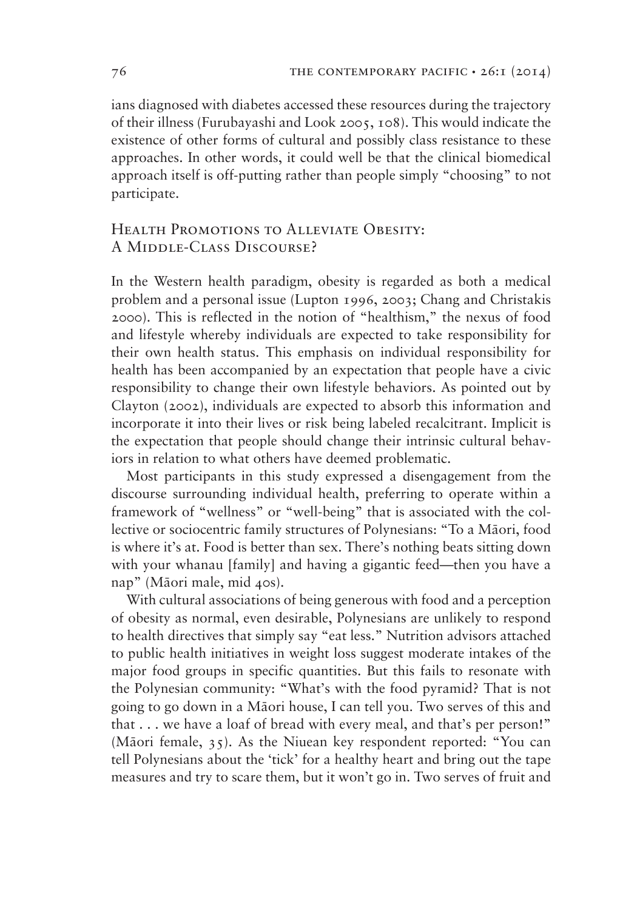ians diagnosed with diabetes accessed these resources during the trajectory of their illness (Furubayashi and Look 2005, 108). This would indicate the existence of other forms of cultural and possibly class resistance to these approaches. In other words, it could well be that the clinical biomedical approach itself is off-putting rather than people simply "choosing" to not participate.

## Health Promotions to Alleviate Obesity: A Middle-Class Discourse?

In the Western health paradigm, obesity is regarded as both a medical problem and a personal issue (Lupton 1996, 2003; Chang and Christakis 2000). This is reflected in the notion of "healthism," the nexus of food and lifestyle whereby individuals are expected to take responsibility for their own health status. This emphasis on individual responsibility for health has been accompanied by an expectation that people have a civic responsibility to change their own lifestyle behaviors. As pointed out by Clayton (2002), individuals are expected to absorb this information and incorporate it into their lives or risk being labeled recalcitrant. Implicit is the expectation that people should change their intrinsic cultural behaviors in relation to what others have deemed problematic.

Most participants in this study expressed a disengagement from the discourse surrounding individual health, preferring to operate within a framework of "wellness" or "well-being" that is associated with the collective or sociocentric family structures of Polynesians: "To a Māori, food is where it's at. Food is better than sex. There's nothing beats sitting down with your whanau [family] and having a gigantic feed—then you have a nap" (Māori male, mid 40s).

With cultural associations of being generous with food and a perception of obesity as normal, even desirable, Polynesians are unlikely to respond to health directives that simply say "eat less." Nutrition advisors attached to public health initiatives in weight loss suggest moderate intakes of the major food groups in specific quantities. But this fails to resonate with the Polynesian community: "What's with the food pyramid? That is not going to go down in a Māori house, I can tell you. Two serves of this and that . . . we have a loaf of bread with every meal, and that's per person!" (Māori female, 35). As the Niuean key respondent reported: "You can tell Polynesians about the 'tick' for a healthy heart and bring out the tape measures and try to scare them, but it won't go in. Two serves of fruit and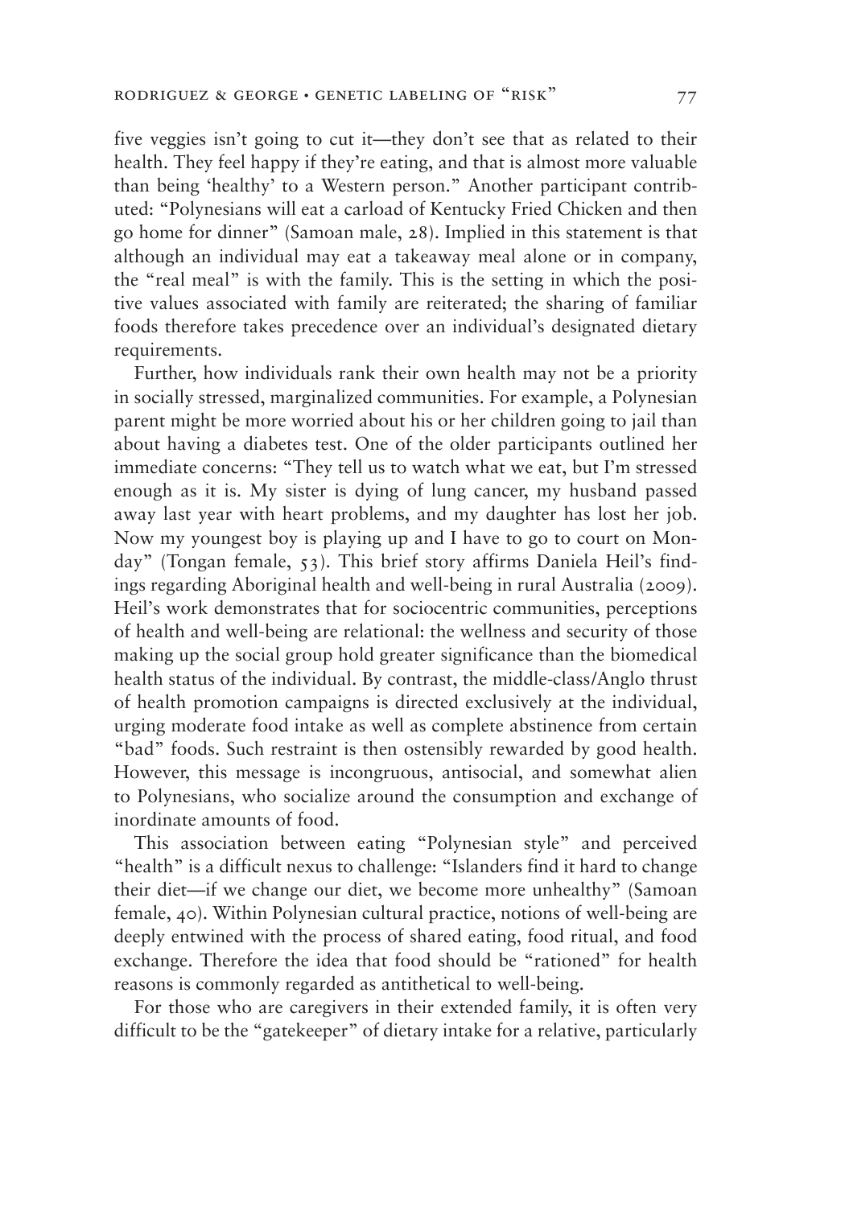five veggies isn't going to cut it—they don't see that as related to their health. They feel happy if they're eating, and that is almost more valuable than being 'healthy' to a Western person." Another participant contributed: "Polynesians will eat a carload of Kentucky Fried Chicken and then go home for dinner" (Samoan male, 28). Implied in this statement is that although an individual may eat a takeaway meal alone or in company, the "real meal" is with the family. This is the setting in which the positive values associated with family are reiterated; the sharing of familiar foods therefore takes precedence over an individual's designated dietary requirements.

Further, how individuals rank their own health may not be a priority in socially stressed, marginalized communities. For example, a Polynesian parent might be more worried about his or her children going to jail than about having a diabetes test. One of the older participants outlined her immediate concerns: "They tell us to watch what we eat, but I'm stressed enough as it is. My sister is dying of lung cancer, my husband passed away last year with heart problems, and my daughter has lost her job. Now my youngest boy is playing up and I have to go to court on Monday" (Tongan female, 53). This brief story affirms Daniela Heil's findings regarding Aboriginal health and well-being in rural Australia (2009). Heil's work demonstrates that for sociocentric communities, perceptions of health and well-being are relational: the wellness and security of those making up the social group hold greater significance than the biomedical health status of the individual. By contrast, the middle-class/Anglo thrust of health promotion campaigns is directed exclusively at the individual, urging moderate food intake as well as complete abstinence from certain "bad" foods. Such restraint is then ostensibly rewarded by good health. However, this message is incongruous, antisocial, and somewhat alien to Polynesians, who socialize around the consumption and exchange of inordinate amounts of food.

This association between eating "Polynesian style" and perceived "health" is a difficult nexus to challenge: "Islanders find it hard to change their diet—if we change our diet, we become more unhealthy" (Samoan female, 40). Within Polynesian cultural practice, notions of well-being are deeply entwined with the process of shared eating, food ritual, and food exchange. Therefore the idea that food should be "rationed" for health reasons is commonly regarded as antithetical to well-being.

For those who are caregivers in their extended family, it is often very difficult to be the "gatekeeper" of dietary intake for a relative, particularly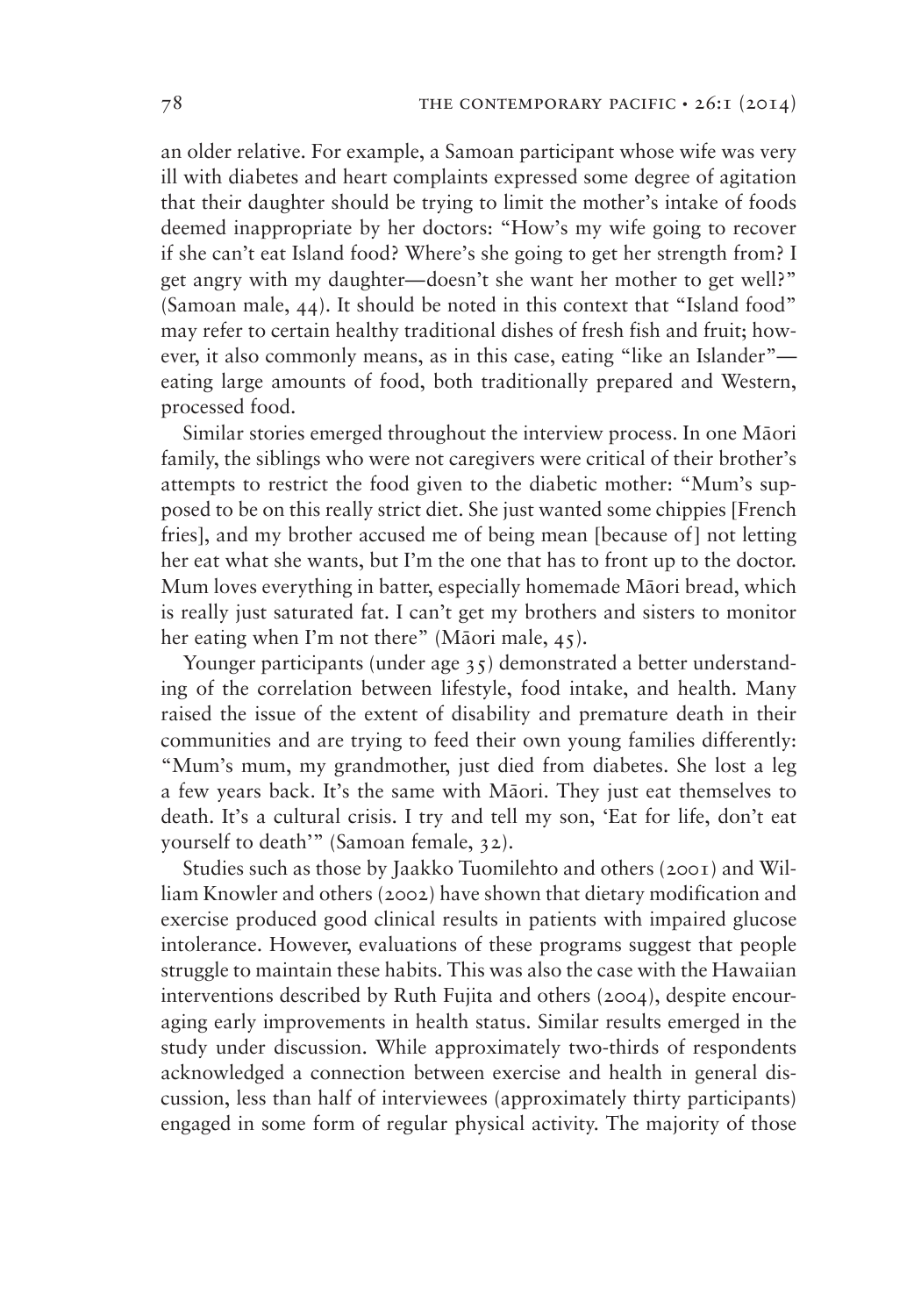an older relative. For example, a Samoan participant whose wife was very ill with diabetes and heart complaints expressed some degree of agitation that their daughter should be trying to limit the mother's intake of foods deemed inappropriate by her doctors: "How's my wife going to recover if she can't eat Island food? Where's she going to get her strength from? I get angry with my daughter—doesn't she want her mother to get well?" (Samoan male, 44). It should be noted in this context that "Island food" may refer to certain healthy traditional dishes of fresh fish and fruit; however, it also commonly means, as in this case, eating "like an Islander"—eating large amounts of food, both traditionally prepared and Western, processed food.

Similar stories emerged throughout the interview process. In one Māori family, the siblings who were not caregivers were critical of their brother's attempts to restrict the food given to the diabetic mother: "Mum's supposed to be on this really strict diet. She just wanted some chippies [French fries], and my brother accused me of being mean [because of] not letting her eat what she wants, but I'm the one that has to front up to the doctor. Mum loves everything in batter, especially homemade Māori bread, which is really just saturated fat. I can't get my brothers and sisters to monitor her eating when I'm not there" (Māori male, 45).

Younger participants (under age 35) demonstrated a better understanding of the correlation between lifestyle, food intake, and health. Many raised the issue of the extent of disability and premature death in their communities and are trying to feed their own young families differently: "Mum's mum, my grandmother, just died from diabetes. She lost a leg a few years back. It's the same with Māori. They just eat themselves to death. It's a cultural crisis. I try and tell my son, 'Eat for life, don't eat yourself to death'" (Samoan female, 32).

Studies such as those by Jaakko Tuomilehto and others (2001) and William Knowler and others (2002) have shown that dietary modification and exercise produced good clinical results in patients with impaired glucose intolerance. However, evaluations of these programs suggest that people struggle to maintain these habits. This was also the case with the Hawaiian interventions described by Ruth Fujita and others (2004), despite encouraging early improvements in health status. Similar results emerged in the study under discussion. While approximately two-thirds of respondents acknowledged a connection between exercise and health in general discussion, less than half of interviewees (approximately thirty participants) engaged in some form of regular physical activity. The majority of those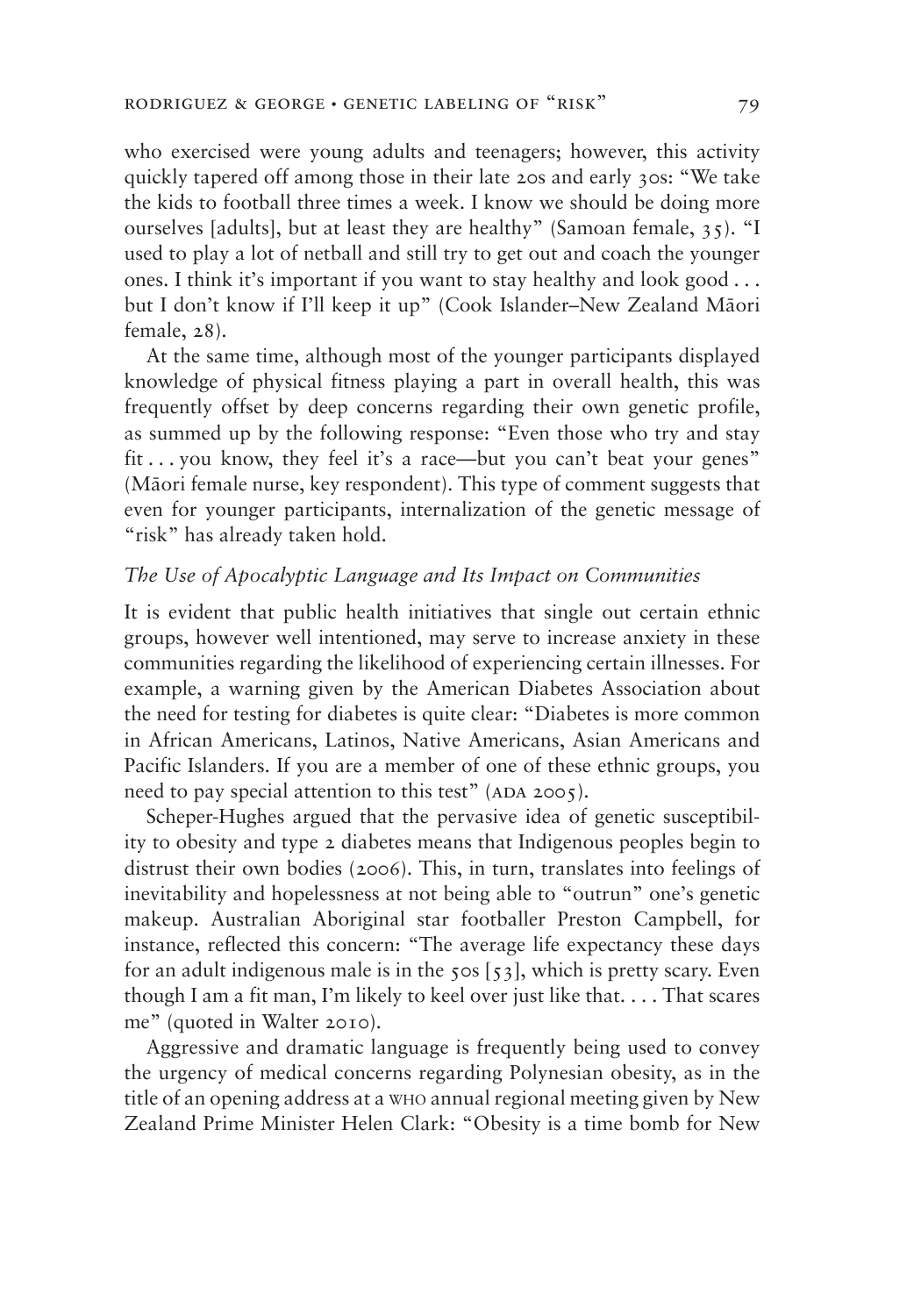who exercised were young adults and teenagers; however, this activity quickly tapered off among those in their late 20s and early 30s: "We take the kids to football three times a week. I know we should be doing more ourselves [adults], but at least they are healthy" (Samoan female, 35). "I used to play a lot of netball and still try to get out and coach the younger ones. I think it's important if you want to stay healthy and look good . . . but I don't know if I'll keep it up" (Cook Islander–New Zealand Māori female, 28).

At the same time, although most of the younger participants displayed knowledge of physical fitness playing a part in overall health, this was frequently offset by deep concerns regarding their own genetic profile, as summed up by the following response: "Even those who try and stay fit . . . you know, they feel it's a race—but you can't beat your genes" (Māori female nurse, key respondent). This type of comment suggests that even for younger participants, internalization of the genetic message of "risk" has already taken hold.

### *The Use of Apocalyptic Language and Its Impact on Communities*

It is evident that public health initiatives that single out certain ethnic groups, however well intentioned, may serve to increase anxiety in these communities regarding the likelihood of experiencing certain illnesses. For example, a warning given by the American Diabetes Association about the need for testing for diabetes is quite clear: "Diabetes is more common in African Americans, Latinos, Native Americans, Asian Americans and Pacific Islanders. If you are a member of one of these ethnic groups, you need to pay special attention to this test" (ADA 2005).

Scheper-Hughes argued that the pervasive idea of genetic susceptibility to obesity and type 2 diabetes means that Indigenous peoples begin to distrust their own bodies (2006). This, in turn, translates into feelings of inevitability and hopelessness at not being able to "outrun" one's genetic makeup. Australian Aboriginal star footballer Preston Campbell, for instance, reflected this concern: "The average life expectancy these days for an adult indigenous male is in the 50s [53], which is pretty scary. Even though I am a fit man, I'm likely to keel over just like that. . . . That scares me" (quoted in Walter 2010).

Aggressive and dramatic language is frequently being used to convey the urgency of medical concerns regarding Polynesian obesity, as in the title of an opening address at a WHO annual regional meeting given by New Zealand Prime Minister Helen Clark: "Obesity is a time bomb for New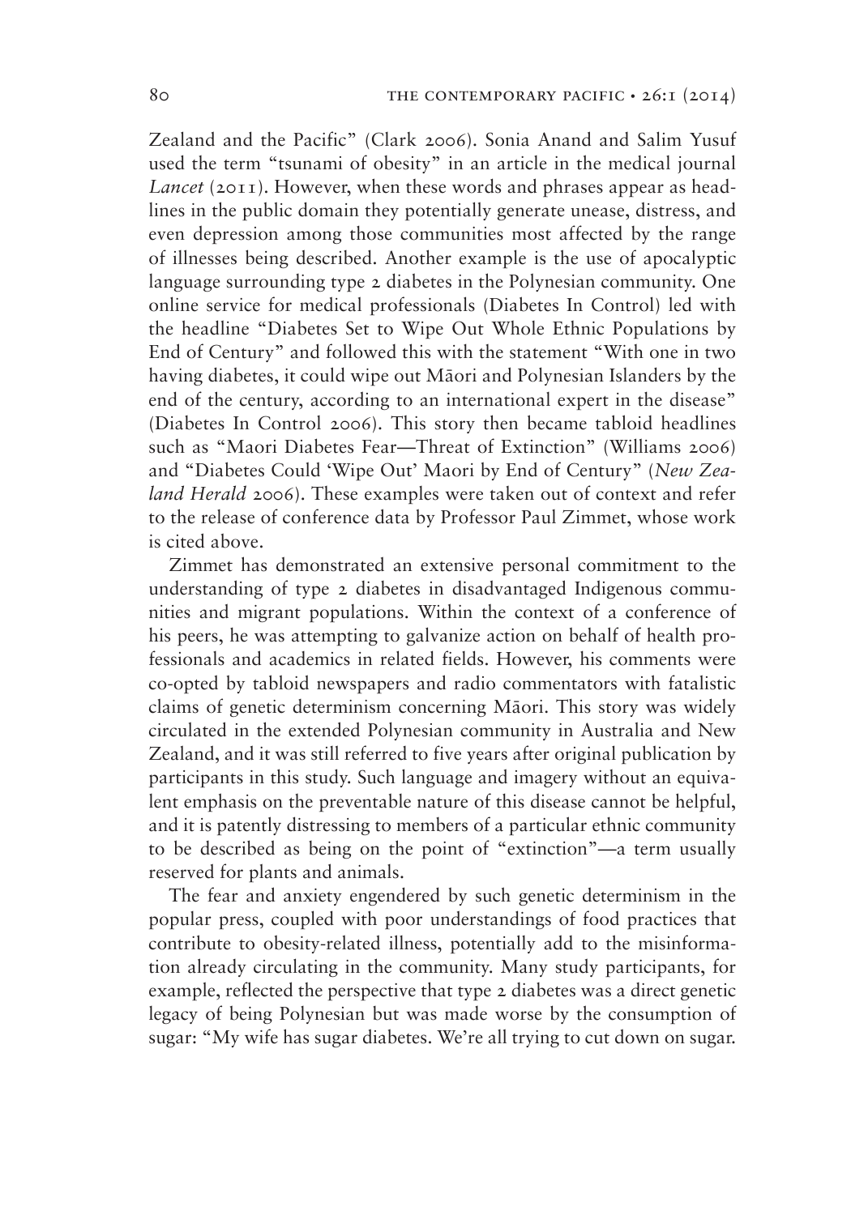Zealand and the Pacific" (Clark 2006). Sonia Anand and Salim Yusuf used the term "tsunami of obesity" in an article in the medical journal *Lancet* (2011). However, when these words and phrases appear as headlines in the public domain they potentially generate unease, distress, and even depression among those communities most affected by the range of illnesses being described. Another example is the use of apocalyptic language surrounding type 2 diabetes in the Polynesian community. One online service for medical professionals (Diabetes In Control) led with the headline "Diabetes Set to Wipe Out Whole Ethnic Populations by End of Century" and followed this with the statement "With one in two having diabetes, it could wipe out Māori and Polynesian Islanders by the end of the century, according to an international expert in the disease" (Diabetes In Control 2006). This story then became tabloid headlines such as "Maori Diabetes Fear—Threat of Extinction" (Williams 2006) and "Diabetes Could 'Wipe Out' Maori by End of Century" (*New Zealand Herald* 2006). These examples were taken out of context and refer to the release of conference data by Professor Paul Zimmet, whose work is cited above.

Zimmet has demonstrated an extensive personal commitment to the understanding of type 2 diabetes in disadvantaged Indigenous communities and migrant populations. Within the context of a conference of his peers, he was attempting to galvanize action on behalf of health professionals and academics in related fields. However, his comments were co-opted by tabloid newspapers and radio commentators with fatalistic claims of genetic determinism concerning Māori. This story was widely circulated in the extended Polynesian community in Australia and New Zealand, and it was still referred to five years after original publication by participants in this study. Such language and imagery without an equivalent emphasis on the preventable nature of this disease cannot be helpful, and it is patently distressing to members of a particular ethnic community to be described as being on the point of "extinction"—a term usually reserved for plants and animals.

The fear and anxiety engendered by such genetic determinism in the popular press, coupled with poor understandings of food practices that contribute to obesity-related illness, potentially add to the misinformation already circulating in the community. Many study participants, for example, reflected the perspective that type 2 diabetes was a direct genetic legacy of being Polynesian but was made worse by the consumption of sugar: "My wife has sugar diabetes. We're all trying to cut down on sugar.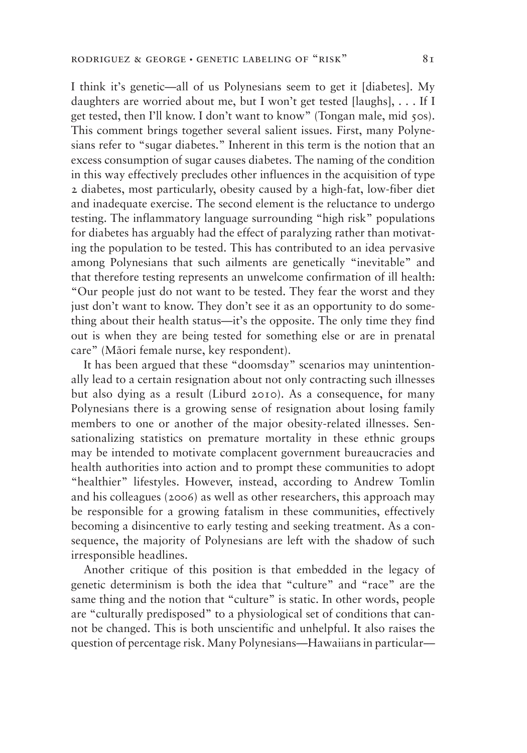I think it's genetic—all of us Polynesians seem to get it [diabetes]. My daughters are worried about me, but I won't get tested [laughs], . . . If I get tested, then I'll know. I don't want to know" (Tongan male, mid 50s). This comment brings together several salient issues. First, many Polynesians refer to "sugar diabetes." Inherent in this term is the notion that an excess consumption of sugar causes diabetes. The naming of the condition in this way effectively precludes other influences in the acquisition of type 2 diabetes, most particularly, obesity caused by a high-fat, low-fiber diet and inadequate exercise. The second element is the reluctance to undergo testing. The inflammatory language surrounding "high risk" populations for diabetes has arguably had the effect of paralyzing rather than motivating the population to be tested. This has contributed to an idea pervasive among Polynesians that such ailments are genetically "inevitable" and that therefore testing represents an unwelcome confirmation of ill health: "Our people just do not want to be tested. They fear the worst and they just don't want to know. They don't see it as an opportunity to do something about their health status—it's the opposite. The only time they find out is when they are being tested for something else or are in prenatal care" (Māori female nurse, key respondent).

It has been argued that these "doomsday" scenarios may unintentionally lead to a certain resignation about not only contracting such illnesses but also dying as a result (Liburd 2010). As a consequence, for many Polynesians there is a growing sense of resignation about losing family members to one or another of the major obesity-related illnesses. Sensationalizing statistics on premature mortality in these ethnic groups may be intended to motivate complacent government bureaucracies and health authorities into action and to prompt these communities to adopt "healthier" lifestyles. However, instead, according to Andrew Tomlin and his colleagues (2006) as well as other researchers, this approach may be responsible for a growing fatalism in these communities, effectively becoming a disincentive to early testing and seeking treatment. As a consequence, the majority of Polynesians are left with the shadow of such irresponsible headlines.

Another critique of this position is that embedded in the legacy of genetic determinism is both the idea that "culture" and "race" are the same thing and the notion that "culture" is static. In other words, people are "culturally predisposed" to a physiological set of conditions that cannot be changed. This is both unscientific and unhelpful. It also raises the question of percentage risk. Many Polynesians—Hawaiians in particular—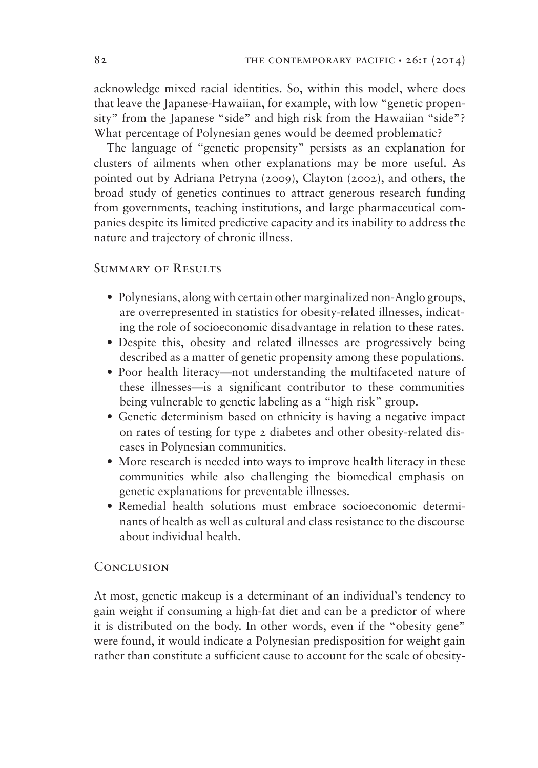acknowledge mixed racial identities. So, within this model, where does that leave the Japanese-Hawaiian, for example, with low "genetic propensity" from the Japanese "side" and high risk from the Hawaiian "side"? What percentage of Polynesian genes would be deemed problematic?

The language of "genetic propensity" persists as an explanation for clusters of ailments when other explanations may be more useful. As pointed out by Adriana Petryna (2009), Clayton (2002), and others, the broad study of genetics continues to attract generous research funding from governments, teaching institutions, and large pharmaceutical companies despite its limited predictive capacity and its inability to address the nature and trajectory of chronic illness.

## Summary of Results

- Polynesians, along with certain other marginalized non-Anglo groups, are overrepresented in statistics for obesity-related illnesses, indicating the role of socioeconomic disadvantage in relation to these rates.
- Despite this, obesity and related illnesses are progressively being described as a matter of genetic propensity among these populations.
- Poor health literacy—not understanding the multifaceted nature of these illnesses—is a significant contributor to these communities being vulnerable to genetic labeling as a "high risk" group.
- Genetic determinism based on ethnicity is having a negative impact on rates of testing for type 2 diabetes and other obesity-related diseases in Polynesian communities.
- More research is needed into ways to improve health literacy in these communities while also challenging the biomedical emphasis on genetic explanations for preventable illnesses.
- Remedial health solutions must embrace socioeconomic determinants of health as well as cultural and class resistance to the discourse about individual health.

## Conclusion

At most, genetic makeup is a determinant of an individual's tendency to gain weight if consuming a high-fat diet and can be a predictor of where it is distributed on the body. In other words, even if the "obesity gene" were found, it would indicate a Polynesian predisposition for weight gain rather than constitute a sufficient cause to account for the scale of obesity-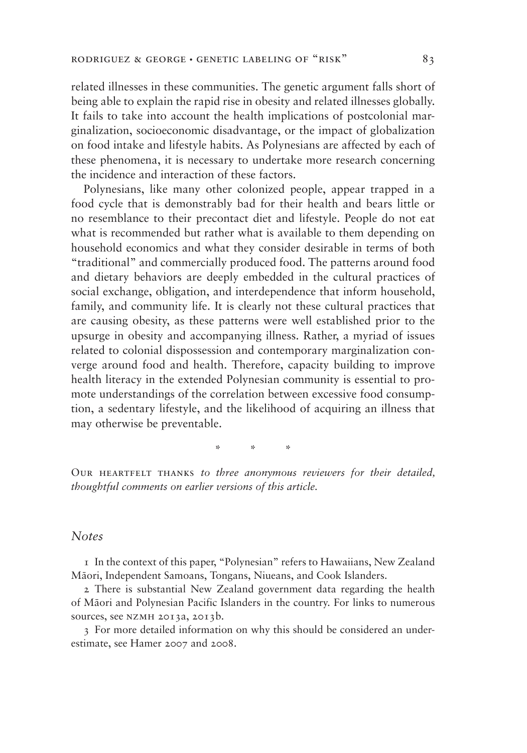related illnesses in these communities. The genetic argument falls short of being able to explain the rapid rise in obesity and related illnesses globally. It fails to take into account the health implications of postcolonial marginalization, socioeconomic disadvantage, or the impact of globalization on food intake and lifestyle habits. As Polynesians are affected by each of these phenomena, it is necessary to undertake more research concerning the incidence and interaction of these factors.

Polynesians, like many other colonized people, appear trapped in a food cycle that is demonstrably bad for their health and bears little or no resemblance to their precontact diet and lifestyle. People do not eat what is recommended but rather what is available to them depending on household economics and what they consider desirable in terms of both "traditional" and commercially produced food. The patterns around food and dietary behaviors are deeply embedded in the cultural practices of social exchange, obligation, and interdependence that inform household, family, and community life. It is clearly not these cultural practices that are causing obesity, as these patterns were well established prior to the upsurge in obesity and accompanying illness. Rather, a myriad of issues related to colonial dispossession and contemporary marginalization converge around food and health. Therefore, capacity building to improve health literacy in the extended Polynesian community is essential to promote understandings of the correlation between excessive food consumption, a sedentary lifestyle, and the likelihood of acquiring an illness that may otherwise be preventable.

\* \* \*

OUR HEARTFELT THANKS *to three anonymous reviewers for their detailed, thoughtful comments on earlier versions of this article.*

## *Notes*

1 In the context of this paper, "Polynesian" refers to Hawaiians, New Zealand Māori, Independent Samoans, Tongans, Niueans, and Cook Islanders.

2 There is substantial New Zealand government data regarding the health of Māori and Polynesian Pacific Islanders in the country. For links to numerous sources, see NZMH 2013a, 2013b.

3 For more detailed information on why this should be considered an underestimate, see Hamer 2007 and 2008.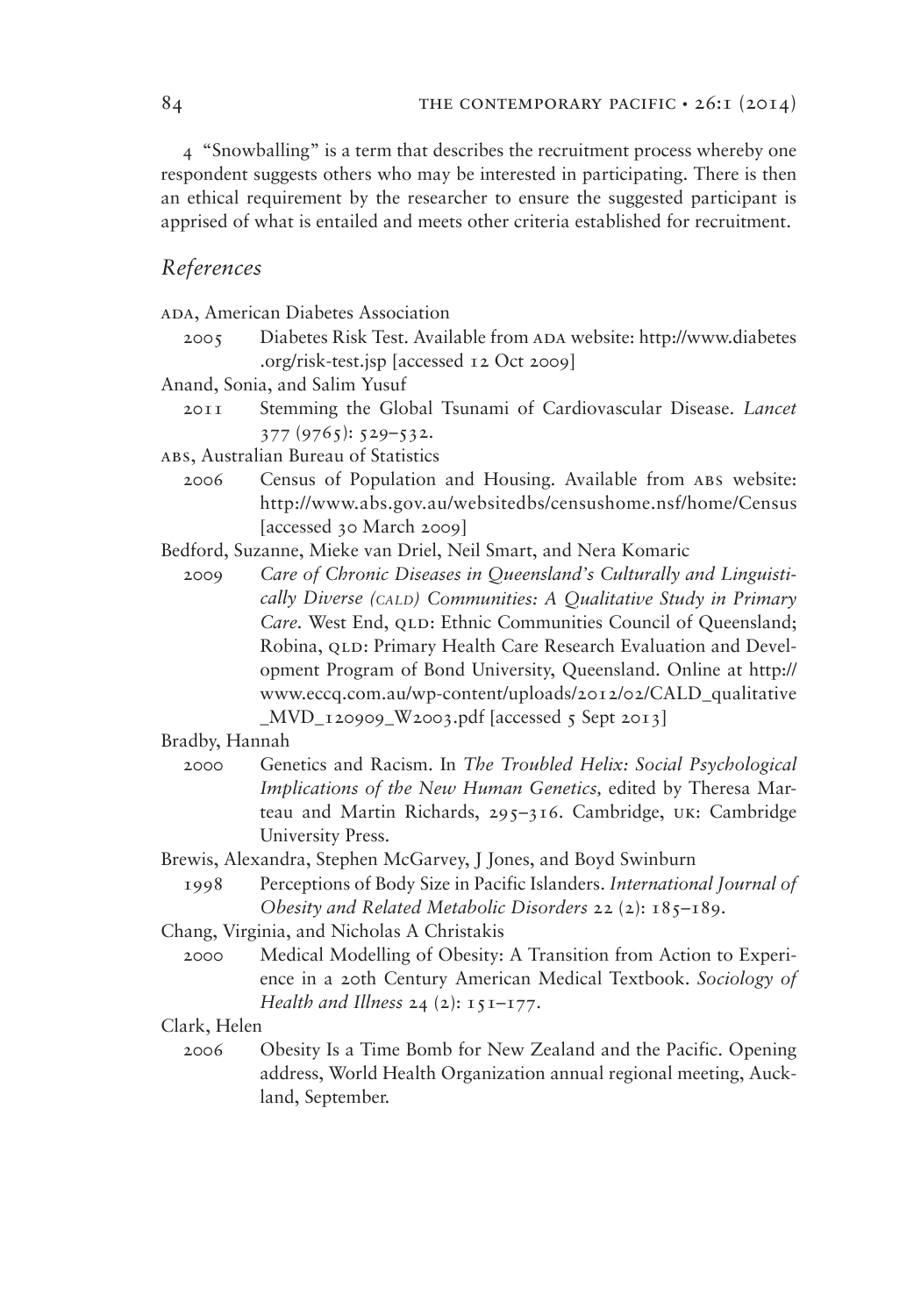4 "Snowballing" is a term that describes the recruitment process whereby one respondent suggests others who may be interested in participating. There is then an ethical requirement by the researcher to ensure the suggested participant is apprised of what is entailed and meets other criteria established for recruitment.

## *References*

ADA, American Diabetes Association

2005 Diabetes Risk Test. Available from ADA website: http://www.diabetes.org/risk-test.jsp [accessed 12 Oct 2009]

Anand, Sonia, and Salim Yusuf

2011 Stemming the Global Tsunami of Cardiovascular Disease. *Lancet* 377 (9765): 529–532.

ABS, Australian Bureau of Statistics

2006 Census of Population and Housing. Available from ABS website: http://www.abs.gov.au/websitedbs/censushome.nsf/home/Census [accessed 30 March 2009]

Bedford, Suzanne, Mieke van Driel, Neil Smart, and Nera Komaric

2009 *Care of Chronic Diseases in Queensland's Culturally and Linguistically Diverse (CALD) Communities: A Qualitative Study in Primary Care.* West End, QLD: Ethnic Communities Council of Queensland; Robina, QLD: Primary Health Care Research Evaluation and Development Program of Bond University, Queensland. Online at http://www.eccq.com.au/wp-content/uploads/2012/02/CALD_qualitative_MVD_120909_W2003.pdf [accessed 5 Sept 2013]

Bradby, Hannah

2000 Genetics and Racism. In *The Troubled Helix: Social Psychological Implications of the New Human Genetics,* edited by Theresa Marteau and Martin Richards, 295–316. Cambridge, UK: Cambridge University Press.

Brewis, Alexandra, Stephen McGarvey, J Jones, and Boyd Swinburn

1998 Perceptions of Body Size in Pacific Islanders. *International Journal of Obesity and Related Metabolic Disorders* 22 (2): 185–189.

Chang, Virginia, and Nicholas A Christakis

2000 Medical Modelling of Obesity: A Transition from Action to Experience in a 20th Century American Medical Textbook. *Sociology of Health and Illness* 24 (2): 151–177.

Clark, Helen

2006 Obesity Is a Time Bomb for New Zealand and the Pacific. Opening address, World Health Organization annual regional meeting, Auckland, September.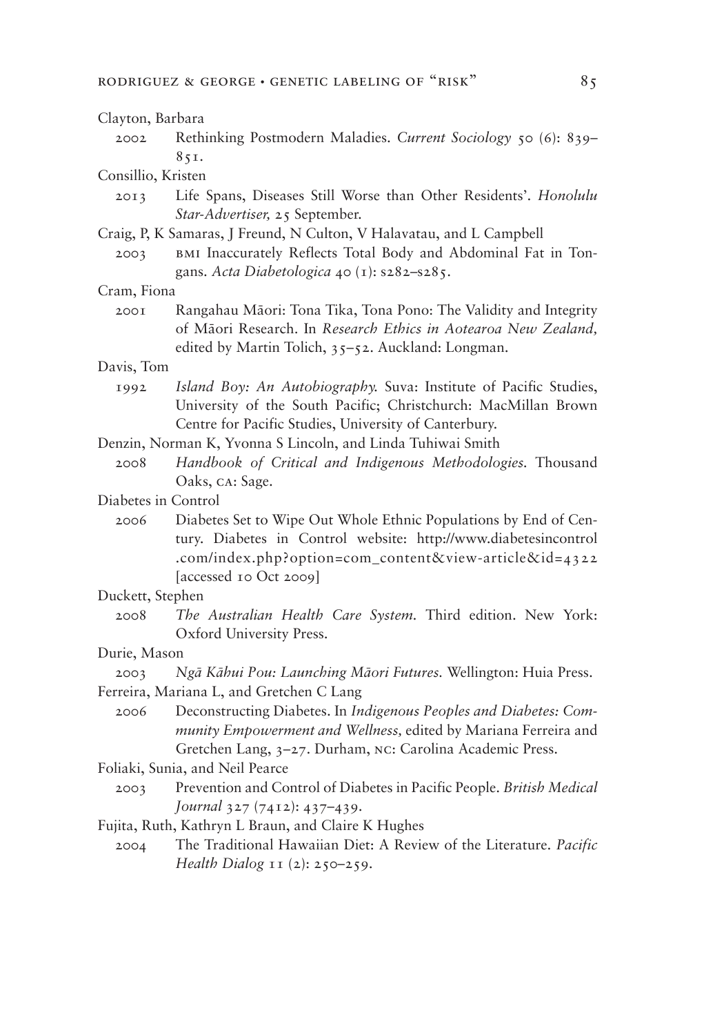Clayton, Barbara

2002 Rethinking Postmodern Maladies. *Current Sociology* 50 (6): 839–851.

Consillio, Kristen

2013 Life Spans, Diseases Still Worse than Other Residents'. *Honolulu Star-Advertiser,* 25 September.

Craig, P, K Samaras, J Freund, N Culton, V Halavatau, and L Campbell

2003 BMI Inaccurately Reflects Total Body and Abdominal Fat in Tongans. *Acta Diabetologica* 40 (1): s282–s285.

Cram, Fiona

2001 Rangahau Māori: Tona Tika, Tona Pono: The Validity and Integrity of Māori Research. In *Research Ethics in Aotearoa New Zealand,* edited by Martin Tolich, 35–52. Auckland: Longman.

Davis, Tom

1992 *Island Boy: An Autobiography.* Suva: Institute of Pacific Studies, University of the South Pacific; Christchurch: MacMillan Brown Centre for Pacific Studies, University of Canterbury.

Denzin, Norman K, Yvonna S Lincoln, and Linda Tuhiwai Smith

2008 *Handbook of Critical and Indigenous Methodologies.* Thousand Oaks, CA: Sage.

Diabetes in Control

2006 Diabetes Set to Wipe Out Whole Ethnic Populations by End of Century. Diabetes in Control website: http://www.diabetesincontrol.com/index.php?option=com_content&view-article&id=4322 [accessed 10 Oct 2009]

Duckett, Stephen

2008 *The Australian Health Care System.* Third edition. New York: Oxford University Press.

Durie, Mason

2003 *Ngā Kāhui Pou: Launching Māori Futures.* Wellington: Huia Press.

Ferreira, Mariana L, and Gretchen C Lang

2006 Deconstructing Diabetes. In *Indigenous Peoples and Diabetes: Community Empowerment and Wellness,* edited by Mariana Ferreira and Gretchen Lang, 3–27. Durham, NC: Carolina Academic Press.

Foliaki, Sunia, and Neil Pearce

2003 Prevention and Control of Diabetes in Pacific People. *British Medical Journal* 327 (7412): 437–439.

Fujita, Ruth, Kathryn L Braun, and Claire K Hughes

2004 The Traditional Hawaiian Diet: A Review of the Literature. *Pacific Health Dialog* 11 (2): 250–259.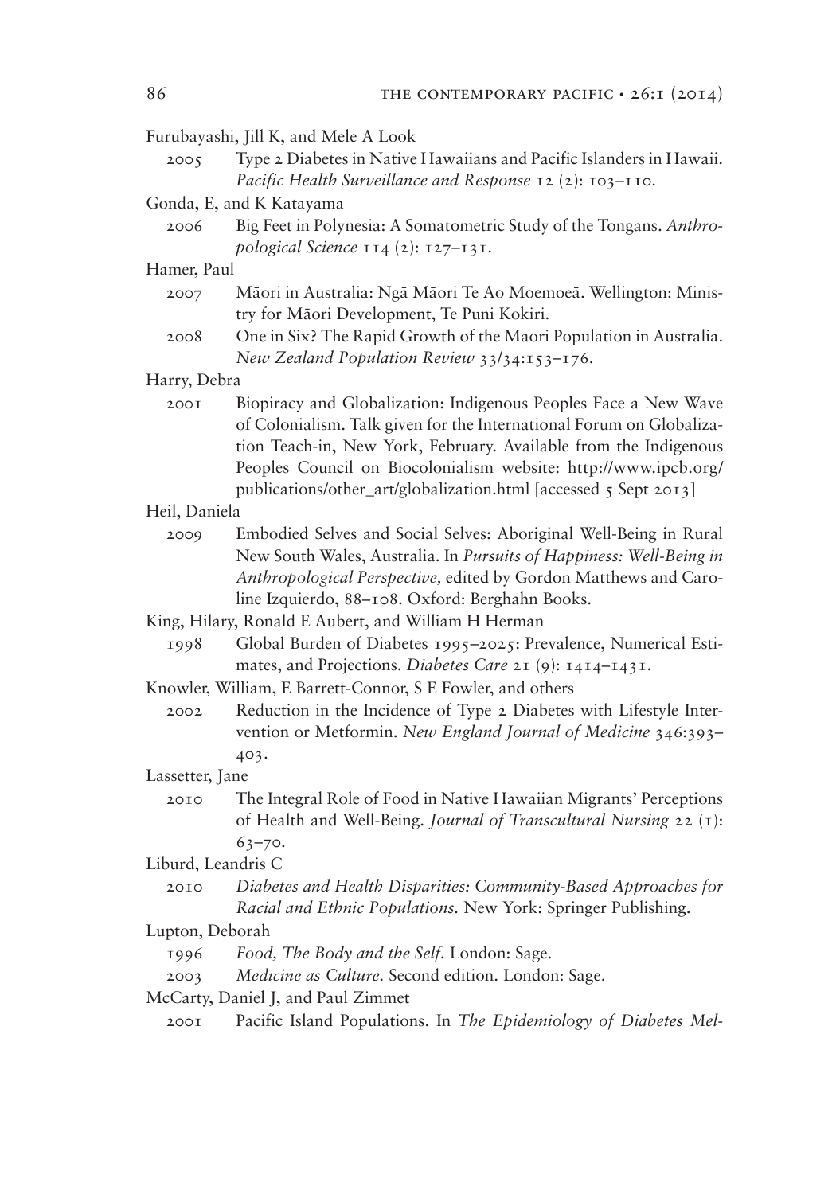Furubayashi, Jill K, and Mele A Look

2005 Type 2 Diabetes in Native Hawaiians and Pacific Islanders in Hawaii. *Pacific Health Surveillance and Response* 12 (2): 103–110.

Gonda, E, and K Katayama

2006 Big Feet in Polynesia: A Somatometric Study of the Tongans. *Anthropological Science* 114 (2): 127–131.

Hamer, Paul

2007 Māori in Australia: Ngā Māori Te Ao Moemoeā. Wellington: Ministry for Māori Development, Te Puni Kokiri.

2008 One in Six? The Rapid Growth of the Maori Population in Australia. *New Zealand Population Review* 33/34:153–176.

Harry, Debra

2001 Biopiracy and Globalization: Indigenous Peoples Face a New Wave of Colonialism. Talk given for the International Forum on Globalization Teach-in, New York, February. Available from the Indigenous Peoples Council on Biocolonialism website: http://www.ipcb.org/publications/other_art/globalization.html [accessed 5 Sept 2013]

Heil, Daniela

2009 Embodied Selves and Social Selves: Aboriginal Well-Being in Rural New South Wales, Australia. In *Pursuits of Happiness: Well-Being in Anthropological Perspective,* edited by Gordon Matthews and Caroline Izquierdo, 88–108. Oxford: Berghahn Books.

King, Hilary, Ronald E Aubert, and William H Herman

1998 Global Burden of Diabetes 1995–2025: Prevalence, Numerical Estimates, and Projections. *Diabetes Care* 21 (9): 1414–1431.

Knowler, William, E Barrett-Connor, S E Fowler, and others

2002 Reduction in the Incidence of Type 2 Diabetes with Lifestyle Intervention or Metformin. *New England Journal of Medicine* 346:393–403.

Lassetter, Jane

2010 The Integral Role of Food in Native Hawaiian Migrants' Perceptions of Health and Well-Being. *Journal of Transcultural Nursing* 22 (1): 63–70.

Liburd, Leandris C

2010 *Diabetes and Health Disparities: Community-Based Approaches for Racial and Ethnic Populations.* New York: Springer Publishing.

Lupton, Deborah

1996 *Food, The Body and the Self.* London: Sage.

2003 *Medicine as Culture.* Second edition. London: Sage.

McCarty, Daniel J, and Paul Zimmet

2001 Pacific Island Populations. In *The Epidemiology of Diabetes Mel-*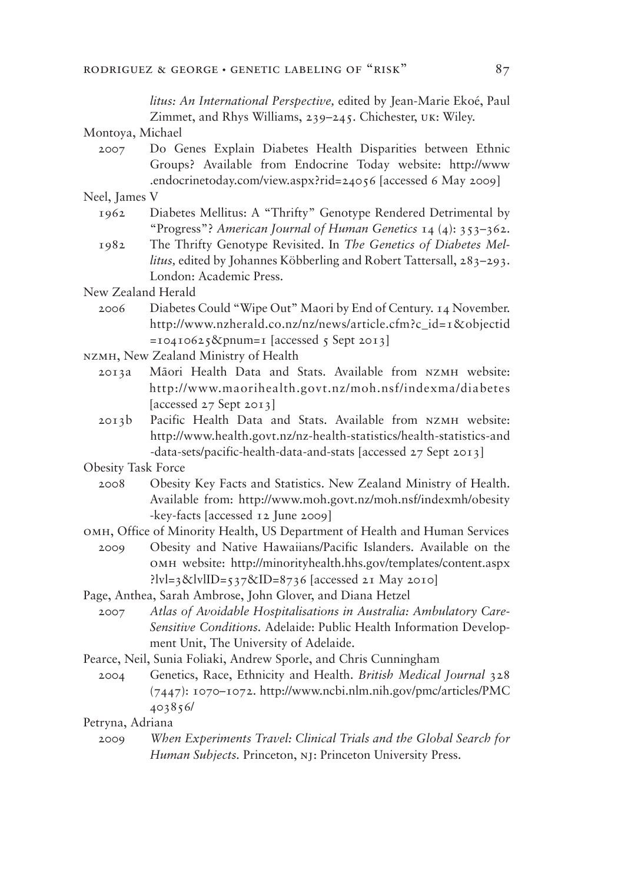*litus: An International Perspective,* edited by Jean-Marie Ekoé, Paul Zimmet, and Rhys Williams, 239–245. Chichester, UK: Wiley.

Montoya, Michael

2007 Do Genes Explain Diabetes Health Disparities between Ethnic Groups? Available from Endocrine Today website: http://www.endocrinetoday.com/view.aspx?rid=24056 [accessed 6 May 2009]

Neel, James V

1962 Diabetes Mellitus: A "Thrifty" Genotype Rendered Detrimental by "Progress"? *American Journal of Human Genetics* 14 (4): 353–362.

1982 The Thrifty Genotype Revisited. In *The Genetics of Diabetes Mellitus,* edited by Johannes Köbberling and Robert Tattersall, 283–293. London: Academic Press.

New Zealand Herald

2006 Diabetes Could "Wipe Out" Maori by End of Century. 14 November. http://www.nzherald.co.nz/nz/news/article.cfm?c_id=1&objectid=10410625&pnum=1 [accessed 5 Sept 2013]

NZMH, New Zealand Ministry of Health

2013a Māori Health Data and Stats. Available from NZMH website: http://www.maorihealth.govt.nz/moh.nsf/indexma/diabetes [accessed 27 Sept 2013]

2013b Pacific Health Data and Stats. Available from NZMH website: http://www.health.govt.nz/nz-health-statistics/health-statistics-and-data-sets/pacific-health-data-and-stats [accessed 27 Sept 2013]

Obesity Task Force

2008 Obesity Key Facts and Statistics. New Zealand Ministry of Health. Available from: http://www.moh.govt.nz/moh.nsf/indexmh/obesity-key-facts [accessed 12 June 2009]

OMH, Office of Minority Health, US Department of Health and Human Services

2009 Obesity and Native Hawaiians/Pacific Islanders. Available on the OMH website: http://minorityhealth.hhs.gov/templates/content.aspx?lvl=3&lvlID=537&ID=8736 [accessed 21 May 2010]

Page, Anthea, Sarah Ambrose, John Glover, and Diana Hetzel

2007 *Atlas of Avoidable Hospitalisations in Australia: Ambulatory Care-Sensitive Conditions.* Adelaide: Public Health Information Development Unit, The University of Adelaide.

Pearce, Neil, Sunia Foliaki, Andrew Sporle, and Chris Cunningham

2004 Genetics, Race, Ethnicity and Health. *British Medical Journal* 328 (7447): 1070–1072. http://www.ncbi.nlm.nih.gov/pmc/articles/PMC403856/

Petryna, Adriana

2009 *When Experiments Travel: Clinical Trials and the Global Search for Human Subjects.* Princeton, NJ: Princeton University Press.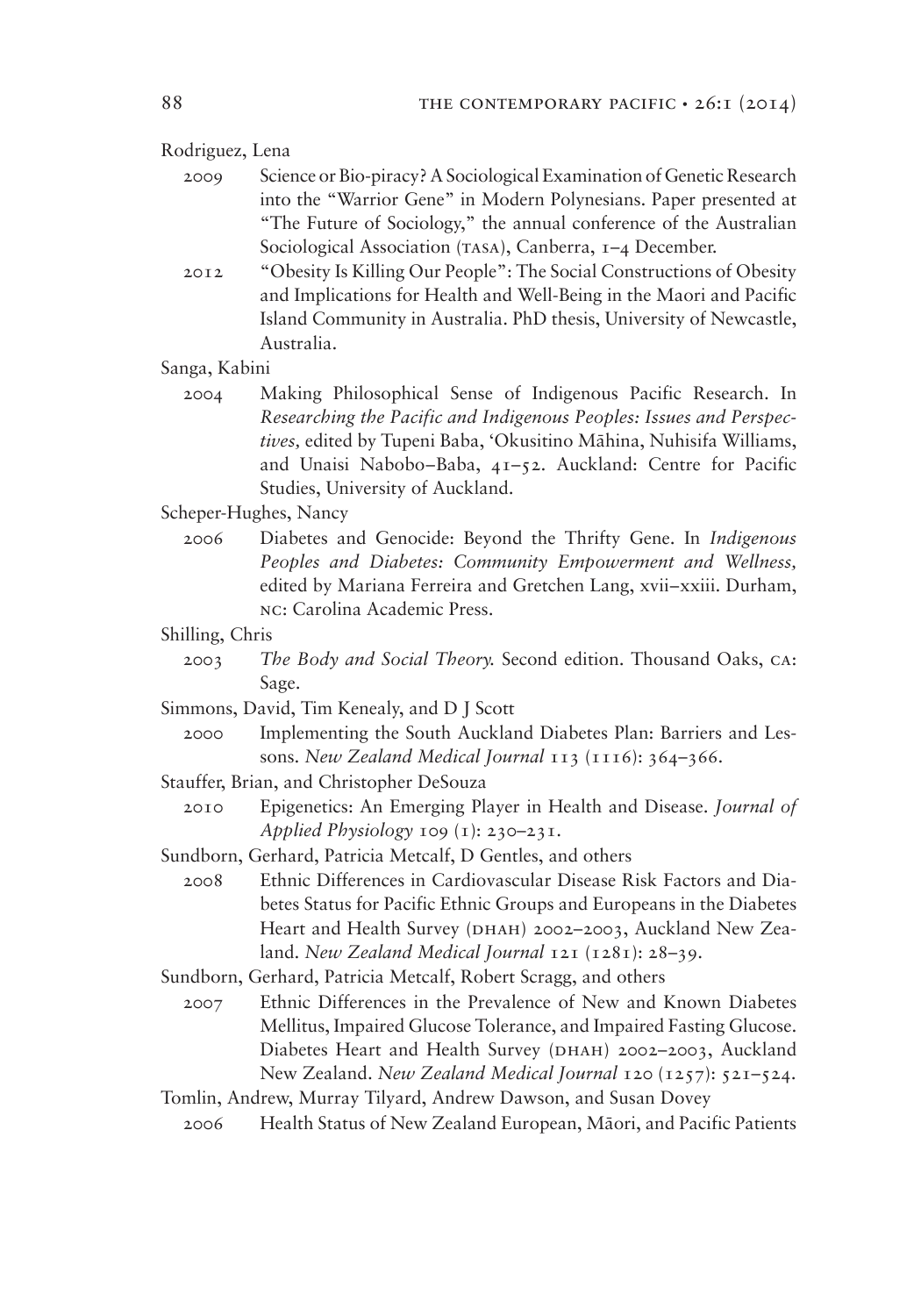Rodriguez, Lena

2009 Science or Bio-piracy? A Sociological Examination of Genetic Research into the "Warrior Gene" in Modern Polynesians. Paper presented at "The Future of Sociology," the annual conference of the Australian Sociological Association (TASA), Canberra, 1–4 December.

2012 "Obesity Is Killing Our People": The Social Constructions of Obesity and Implications for Health and Well-Being in the Maori and Pacific Island Community in Australia. PhD thesis, University of Newcastle, Australia.

Sanga, Kabini

2004 Making Philosophical Sense of Indigenous Pacific Research. In *Researching the Pacific and Indigenous Peoples: Issues and Perspectives,* edited by Tupeni Baba, 'Okusitino Māhina, Nuhisifa Williams, and Unaisi Nabobo–Baba, 41–52. Auckland: Centre for Pacific Studies, University of Auckland.

Scheper-Hughes, Nancy

2006 Diabetes and Genocide: Beyond the Thrifty Gene. In *Indigenous Peoples and Diabetes: Community Empowerment and Wellness,* edited by Mariana Ferreira and Gretchen Lang, xvii–xxiii. Durham, NC: Carolina Academic Press.

Shilling, Chris

2003 *The Body and Social Theory.* Second edition. Thousand Oaks, CA: Sage.

Simmons, David, Tim Kenealy, and D J Scott

2000 Implementing the South Auckland Diabetes Plan: Barriers and Lessons. *New Zealand Medical Journal* 113 (1116): 364–366.

Stauffer, Brian, and Christopher DeSouza

2010 Epigenetics: An Emerging Player in Health and Disease. *Journal of Applied Physiology* 109 (1): 230–231.

Sundborn, Gerhard, Patricia Metcalf, D Gentles, and others

2008 Ethnic Differences in Cardiovascular Disease Risk Factors and Diabetes Status for Pacific Ethnic Groups and Europeans in the Diabetes Heart and Health Survey (DHAH) 2002–2003, Auckland New Zealand. *New Zealand Medical Journal* 121 (1281): 28–39.

Sundborn, Gerhard, Patricia Metcalf, Robert Scragg, and others

2007 Ethnic Differences in the Prevalence of New and Known Diabetes Mellitus, Impaired Glucose Tolerance, and Impaired Fasting Glucose. Diabetes Heart and Health Survey (DHAH) 2002–2003, Auckland New Zealand. *New Zealand Medical Journal* 120 (1257): 521–524.

Tomlin, Andrew, Murray Tilyard, Andrew Dawson, and Susan Dovey

2006 Health Status of New Zealand European, Māori, and Pacific Patients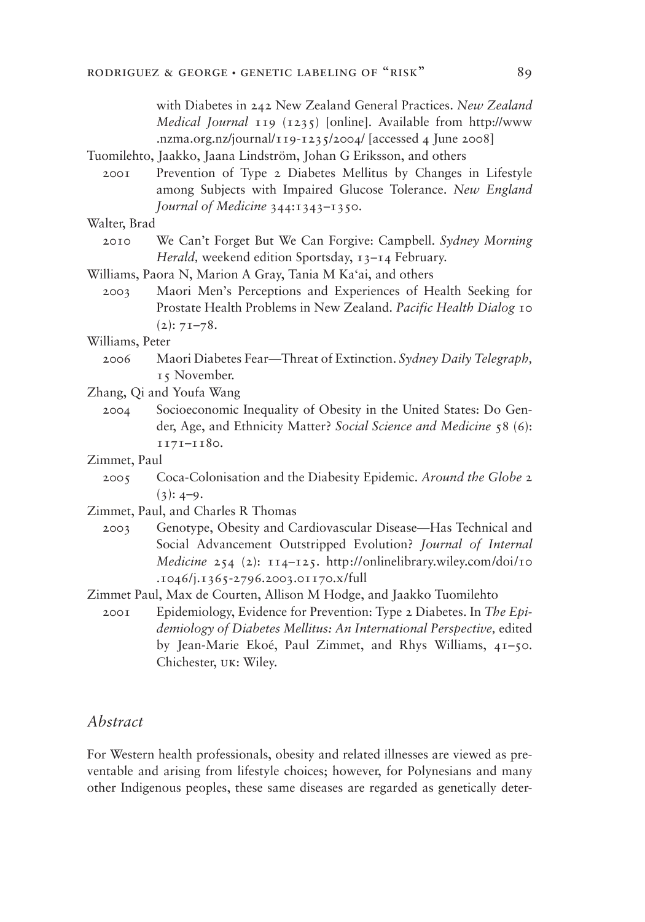with Diabetes in 242 New Zealand General Practices. *New Zealand Medical Journal* 119 (1235) [online]. Available from http://www.nzma.org.nz/journal/119-1235/2004/ [accessed 4 June 2008]

Tuomilehto, Jaakko, Jaana Lindström, Johan G Eriksson, and others

2001 Prevention of Type 2 Diabetes Mellitus by Changes in Lifestyle among Subjects with Impaired Glucose Tolerance. *New England Journal of Medicine* 344:1343–1350.

Walter, Brad

2010 We Can't Forget But We Can Forgive: Campbell. *Sydney Morning Herald,* weekend edition Sportsday, 13–14 February.

Williams, Paora N, Marion A Gray, Tania M Ka'ai, and others

2003 Maori Men's Perceptions and Experiences of Health Seeking for Prostate Health Problems in New Zealand. *Pacific Health Dialog* 10 (2): 71–78.

Williams, Peter

2006 Maori Diabetes Fear—Threat of Extinction. *Sydney Daily Telegraph,* 15 November.

Zhang, Qi and Youfa Wang

2004 Socioeconomic Inequality of Obesity in the United States: Do Gender, Age, and Ethnicity Matter? *Social Science and Medicine* 58 (6): 1171–1180.

Zimmet, Paul

2005 Coca-Colonisation and the Diabesity Epidemic. *Around the Globe* 2 (3): 4–9.

Zimmet, Paul, and Charles R Thomas

2003 Genotype, Obesity and Cardiovascular Disease—Has Technical and Social Advancement Outstripped Evolution? *Journal of Internal Medicine* 254 (2): 114–125. http://onlinelibrary.wiley.com/doi/10.1046/j.1365-2796.2003.01170.x/full

Zimmet Paul, Max de Courten, Allison M Hodge, and Jaakko Tuomilehto

2001 Epidemiology, Evidence for Prevention: Type 2 Diabetes. In *The Epidemiology of Diabetes Mellitus: An International Perspective,* edited by Jean-Marie Ekoé, Paul Zimmet, and Rhys Williams, 41–50. Chichester, UK: Wiley.

## *Abstract*

For Western health professionals, obesity and related illnesses are viewed as preventable and arising from lifestyle choices; however, for Polynesians and many other Indigenous peoples, these same diseases are regarded as genetically deter-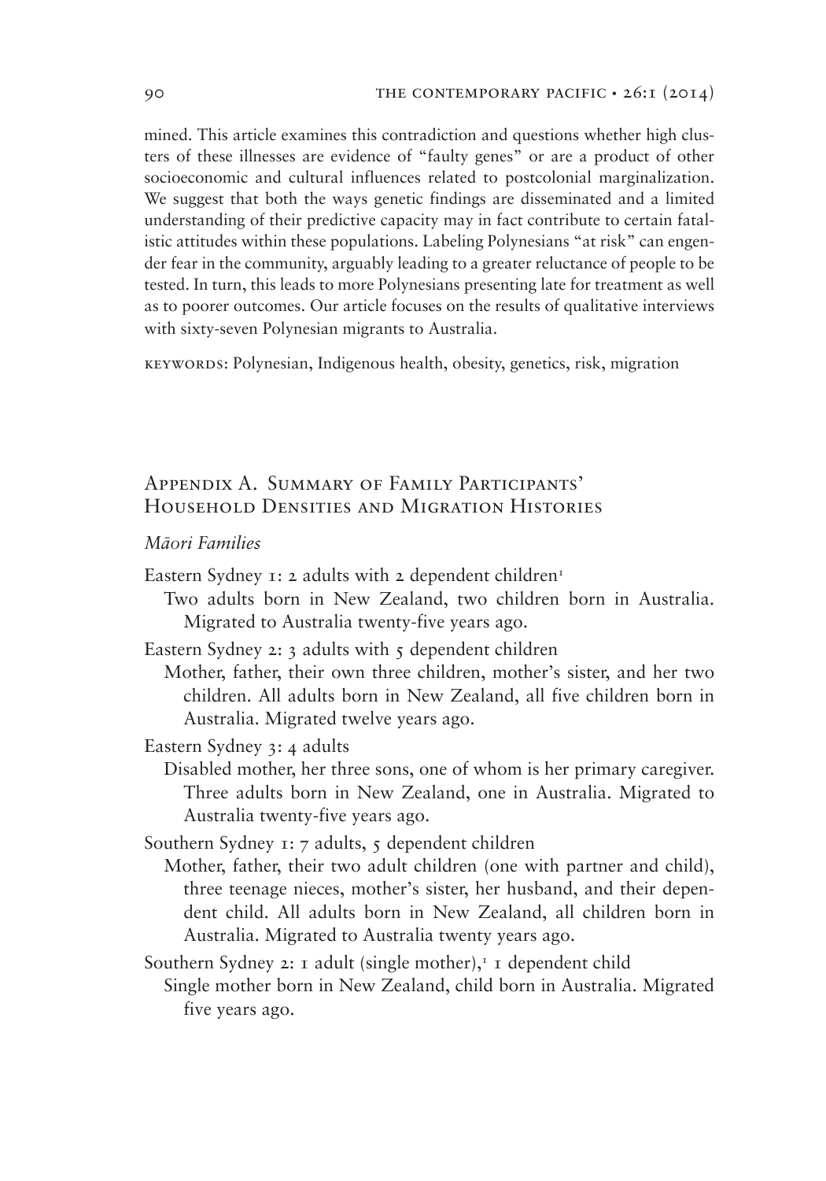mined. This article examines this contradiction and questions whether high clusters of these illnesses are evidence of "faulty genes" or are a product of other socioeconomic and cultural influences related to postcolonial marginalization. We suggest that both the ways genetic findings are disseminated and a limited understanding of their predictive capacity may in fact contribute to certain fatalistic attitudes within these populations. Labeling Polynesians "at risk" can engender fear in the community, arguably leading to a greater reluctance of people to be tested. In turn, this leads to more Polynesians presenting late for treatment as well as to poorer outcomes. Our article focuses on the results of qualitative interviews with sixty-seven Polynesian migrants to Australia.

KEYWORDS: Polynesian, Indigenous health, obesity, genetics, risk, migration

## Appendix A. Summary of Family Participants' Household Densities and Migration Histories

### *Māori Families*

Eastern Sydney 1: 2 adults with 2 dependent children[1]

Two adults born in New Zealand, two children born in Australia. Migrated to Australia twenty-five years ago.

Eastern Sydney 2: 3 adults with 5 dependent children

Mother, father, their own three children, mother's sister, and her two children. All adults born in New Zealand, all five children born in Australia. Migrated twelve years ago.

Eastern Sydney 3: 4 adults

Disabled mother, her three sons, one of whom is her primary caregiver. Three adults born in New Zealand, one in Australia. Migrated to Australia twenty-five years ago.

Southern Sydney 1: 7 adults, 5 dependent children

Mother, father, their two adult children (one with partner and child), three teenage nieces, mother's sister, her husband, and their dependent child. All adults born in New Zealand, all children born in Australia. Migrated to Australia twenty years ago.

Southern Sydney 2: 1 adult (single mother),[1] 1 dependent child

Single mother born in New Zealand, child born in Australia. Migrated five years ago.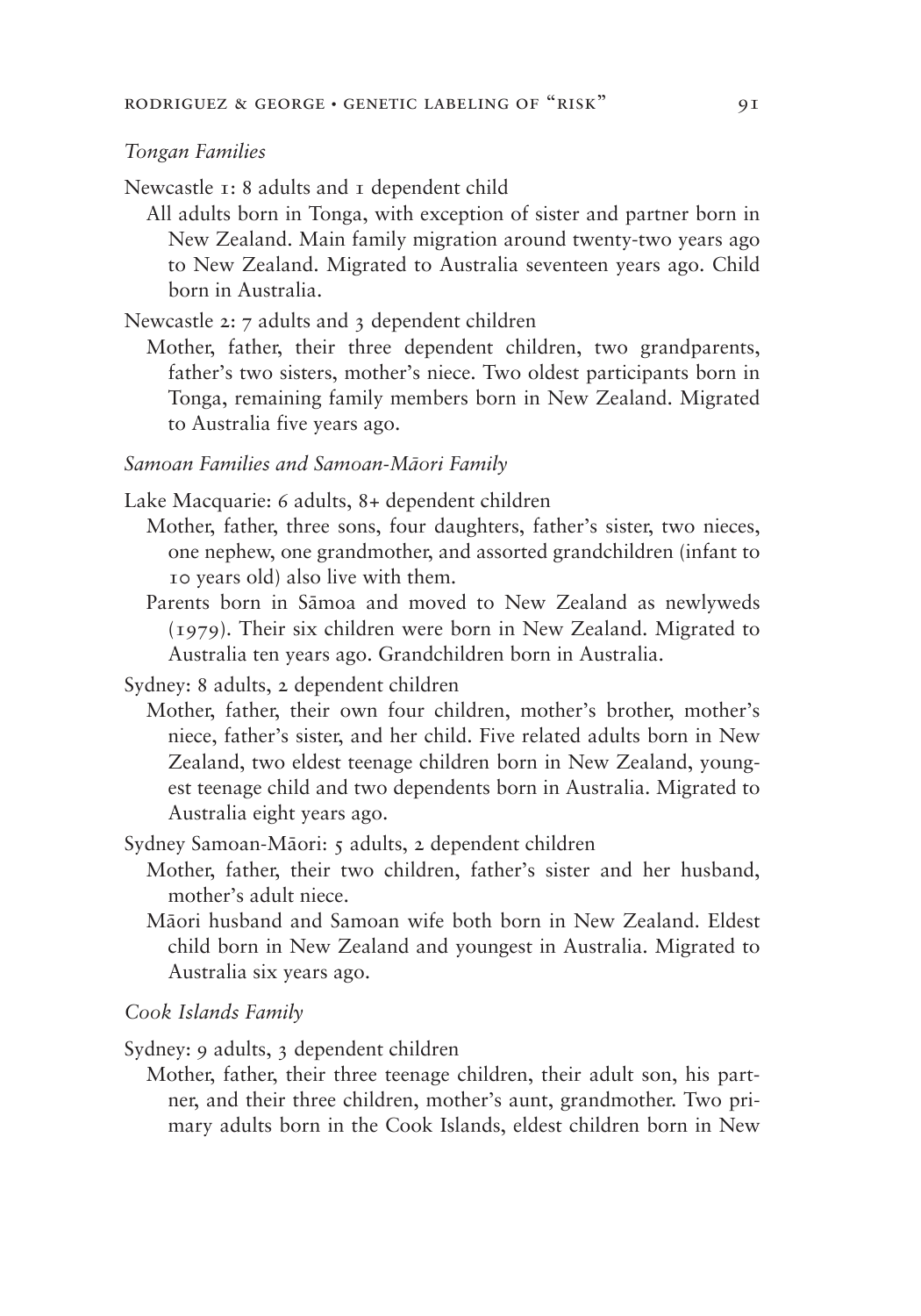*Tongan Families*

Newcastle 1: 8 adults and 1 dependent child

All adults born in Tonga, with exception of sister and partner born in New Zealand. Main family migration around twenty-two years ago to New Zealand. Migrated to Australia seventeen years ago. Child born in Australia.

Newcastle 2: 7 adults and 3 dependent children

Mother, father, their three dependent children, two grandparents, father's two sisters, mother's niece. Two oldest participants born in Tonga, remaining family members born in New Zealand. Migrated to Australia five years ago.

*Samoan Families and Samoan-Māori Family*

Lake Macquarie: 6 adults, 8+ dependent children

Mother, father, three sons, four daughters, father's sister, two nieces, one nephew, one grandmother, and assorted grandchildren (infant to 10 years old) also live with them.

Parents born in Sāmoa and moved to New Zealand as newlyweds (1979). Their six children were born in New Zealand. Migrated to Australia ten years ago. Grandchildren born in Australia.

Sydney: 8 adults, 2 dependent children

Mother, father, their own four children, mother's brother, mother's niece, father's sister, and her child. Five related adults born in New Zealand, two eldest teenage children born in New Zealand, youngest teenage child and two dependents born in Australia. Migrated to Australia eight years ago.

Sydney Samoan-Māori: 5 adults, 2 dependent children

Mother, father, their two children, father's sister and her husband, mother's adult niece.

Māori husband and Samoan wife both born in New Zealand. Eldest child born in New Zealand and youngest in Australia. Migrated to Australia six years ago.

*Cook Islands Family*

Sydney: 9 adults, 3 dependent children

Mother, father, their three teenage children, their adult son, his partner, and their three children, mother's aunt, grandmother. Two primary adults born in the Cook Islands, eldest children born in New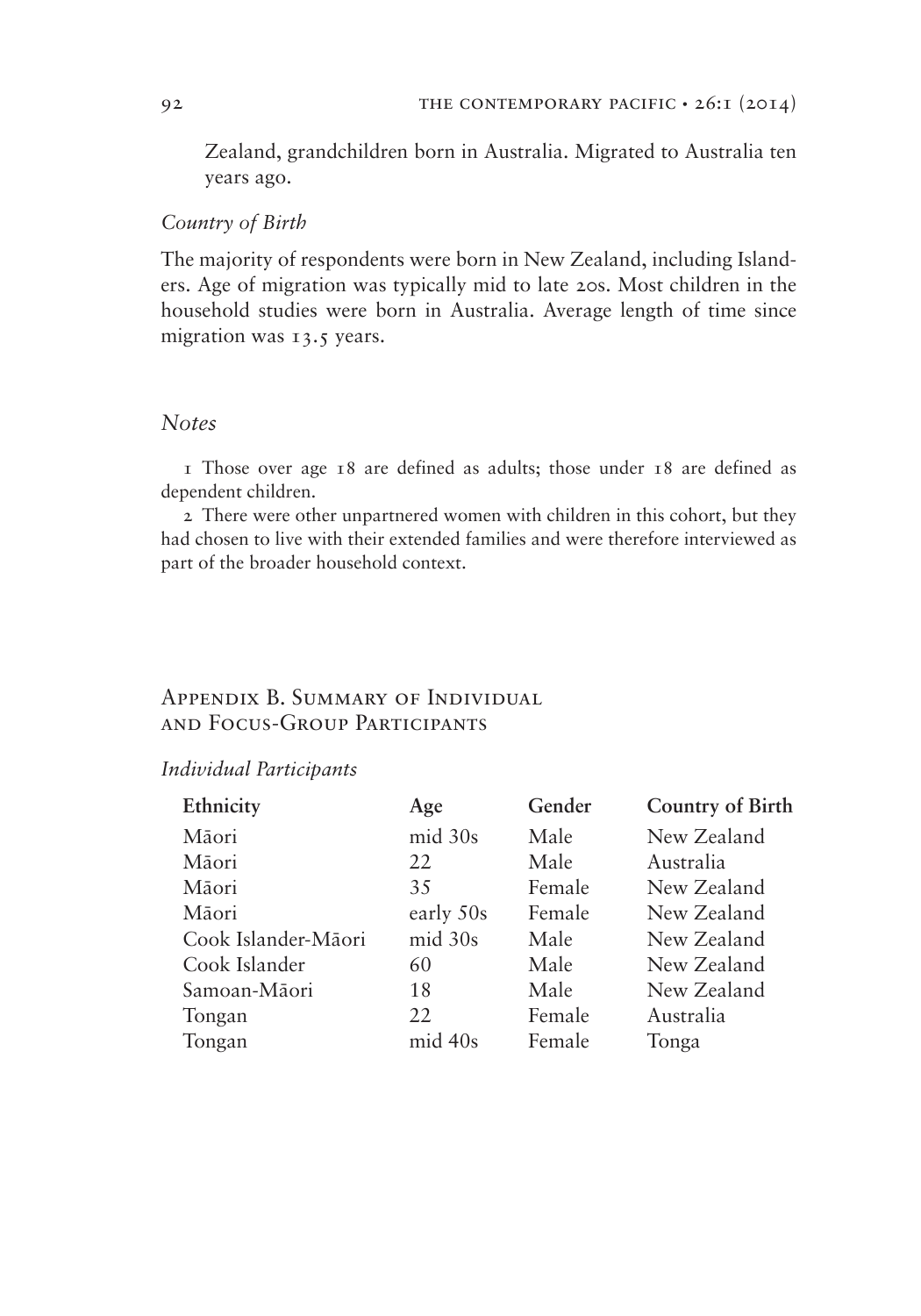Zealand, grandchildren born in Australia. Migrated to Australia ten years ago.

*Country of Birth*

The majority of respondents were born in New Zealand, including Islanders. Age of migration was typically mid to late 20s. Most children in the household studies were born in Australia. Average length of time since migration was 13.5 years.

## *Notes*

1 Those over age 18 are defined as adults; those under 18 are defined as dependent children.

2 There were other unpartnered women with children in this cohort, but they had chosen to live with their extended families and were therefore interviewed as part of the broader household context.

## Appendix B. Summary of Individual and Focus-Group Participants

*Individual Participants*

| Ethnicity | Age | Gender | Country of Birth |
|---|---|---|---|
| Māori | mid 30s | Male | New Zealand |
| Māori | 22 | Male | Australia |
| Māori | 35 | Female | New Zealand |
| Māori | early 50s | Female | New Zealand |
| Cook Islander-Māori | mid 30s | Male | New Zealand |
| Cook Islander | 60 | Male | New Zealand |
| Samoan-Māori | 18 | Male | New Zealand |
| Tongan | 22 | Female | Australia |
| Tongan | mid 40s | Female | Tonga |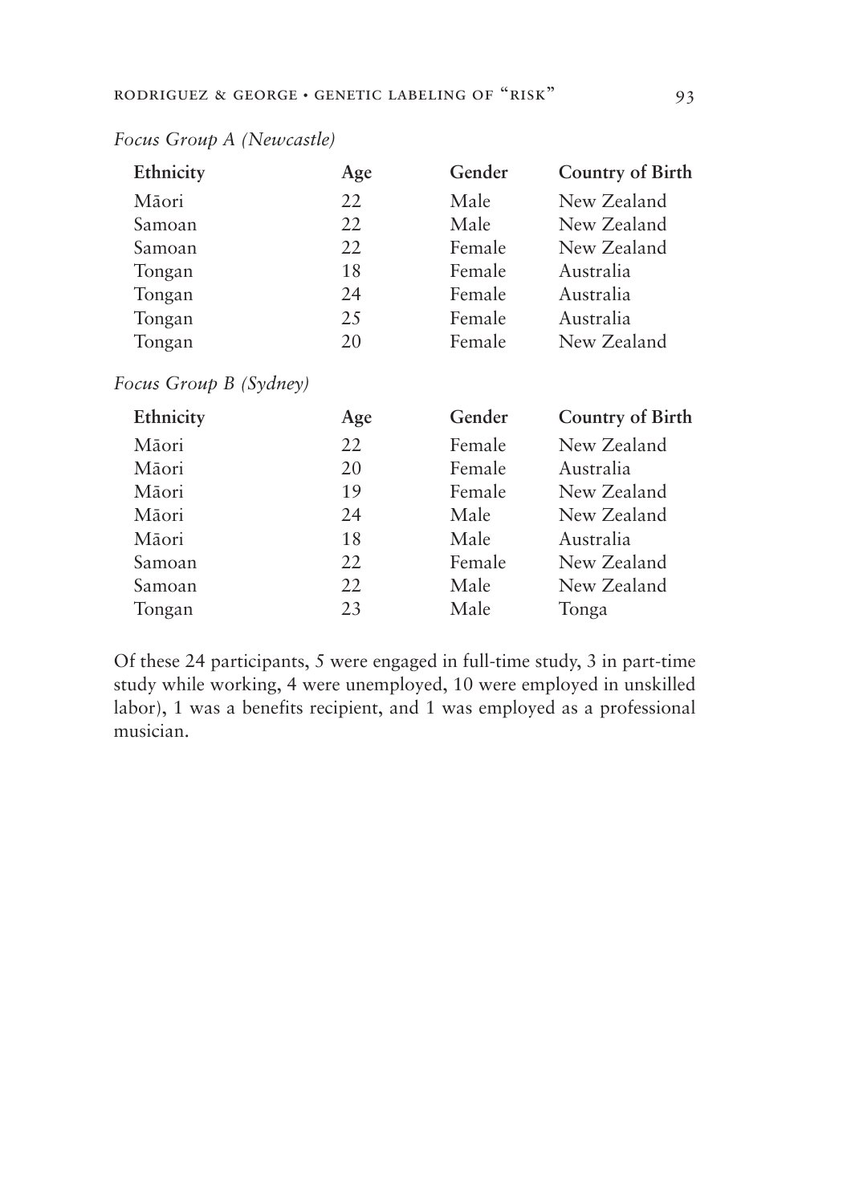*Focus Group A (Newcastle)*

| Ethnicity | Age | Gender | Country of Birth |
|---|---|---|---|
| Māori | 22 | Male | New Zealand |
| Samoan | 22 | Male | New Zealand |
| Samoan | 22 | Female | New Zealand |
| Tongan | 18 | Female | Australia |
| Tongan | 24 | Female | Australia |
| Tongan | 25 | Female | Australia |
| Tongan | 20 | Female | New Zealand |

*Focus Group B (Sydney)*

| Ethnicity | Age | Gender | Country of Birth |
|---|---|---|---|
| Māori | 22 | Female | New Zealand |
| Māori | 20 | Female | Australia |
| Māori | 19 | Female | New Zealand |
| Māori | 24 | Male | New Zealand |
| Māori | 18 | Male | Australia |
| Samoan | 22 | Female | New Zealand |
| Samoan | 22 | Male | New Zealand |
| Tongan | 23 | Male | Tonga |

Of these 24 participants, 5 were engaged in full-time study, 3 in part-time study while working, 4 were unemployed, 10 were employed in unskilled labor), 1 was a benefits recipient, and 1 was employed as a professional musician.